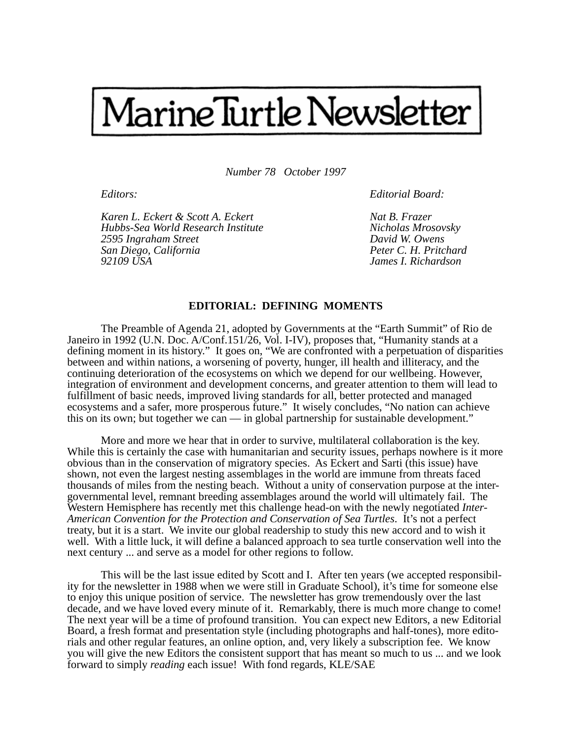# Marine Turtle Newsletter

*Number 78 October 1997*

*Editors:*

*Karen L. Eckert & Scott A. Eckert*
*Hubbs-Sea World Research Institute*
*2595 Ingraham Street*
*San Diego, California*
*92109 USA*

*Editorial Board:*

*Nat B. Frazer*
*Nicholas Mrosovsky*
*David W. Owens*
*Peter C. H. Pritchard*
*James I. Richardson*

## EDITORIAL: DEFINING MOMENTS

The Preamble of Agenda 21, adopted by Governments at the "Earth Summit" of Rio de Janeiro in 1992 (U.N. Doc. A/Conf.151/26, Vol. I-IV), proposes that, "Humanity stands at a defining moment in its history." It goes on, "We are confronted with a perpetuation of disparities between and within nations, a worsening of poverty, hunger, ill health and illiteracy, and the continuing deterioration of the ecosystems on which we depend for our wellbeing. However, integration of environment and development concerns, and greater attention to them will lead to fulfillment of basic needs, improved living standards for all, better protected and managed ecosystems and a safer, more prosperous future." It wisely concludes, "No nation can achieve this on its own; but together we can — in global partnership for sustainable development."

More and more we hear that in order to survive, multilateral collaboration is the key. While this is certainly the case with humanitarian and security issues, perhaps nowhere is it more obvious than in the conservation of migratory species. As Eckert and Sarti (this issue) have shown, not even the largest nesting assemblages in the world are immune from threats faced thousands of miles from the nesting beach. Without a unity of conservation purpose at the inter-governmental level, remnant breeding assemblages around the world will ultimately fail. The Western Hemisphere has recently met this challenge head-on with the newly negotiated *Inter-American Convention for the Protection and Conservation of Sea Turtles*. It's not a perfect treaty, but it is a start. We invite our global readership to study this new accord and to wish it well. With a little luck, it will define a balanced approach to sea turtle conservation well into the next century ... and serve as a model for other regions to follow.

This will be the last issue edited by Scott and I. After ten years (we accepted responsibility for the newsletter in 1988 when we were still in Graduate School), it's time for someone else to enjoy this unique position of service. The newsletter has grow tremendously over the last decade, and we have loved every minute of it. Remarkably, there is much more change to come! The next year will be a time of profound transition. You can expect new Editors, a new Editorial Board, a fresh format and presentation style (including photographs and half-tones), more editorials and other regular features, an online option, and, very likely a subscription fee. We know you will give the new Editors the consistent support that has meant so much to us ... and we look forward to simply *reading* each issue! With fond regards, KLE/SAE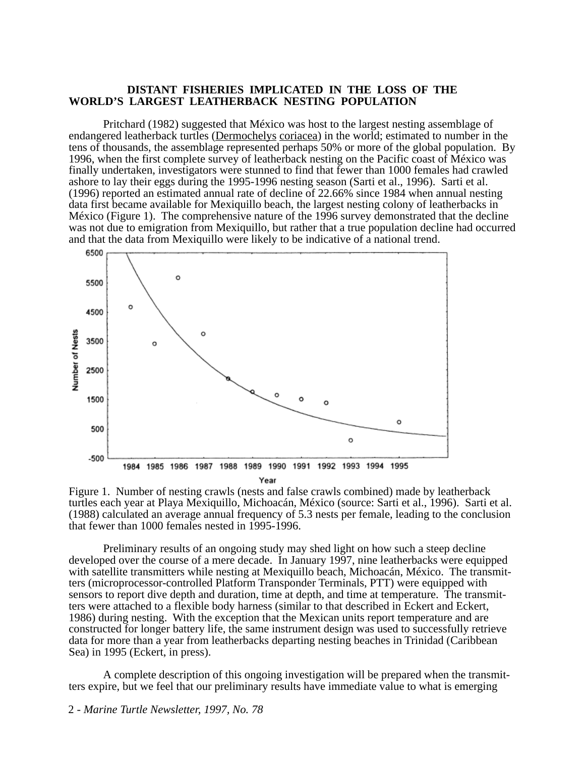## DISTANT FISHERIES IMPLICATED IN THE LOSS OF THE WORLD'S LARGEST LEATHERBACK NESTING POPULATION

Pritchard (1982) suggested that México was host to the largest nesting assemblage of endangered leatherback turtles (Dermochelys coriacea) in the world; estimated to number in the tens of thousands, the assemblage represented perhaps 50% or more of the global population. By 1996, when the first complete survey of leatherback nesting on the Pacific coast of México was finally undertaken, investigators were stunned to find that fewer than 1000 females had crawled ashore to lay their eggs during the 1995-1996 nesting season (Sarti et al., 1996). Sarti et al. (1996) reported an estimated annual rate of decline of 22.66% since 1984 when annual nesting data first became available for Mexiquillo beach, the largest nesting colony of leatherbacks in México (Figure 1). The comprehensive nature of the 1996 survey demonstrated that the decline was not due to emigration from Mexiquillo, but rather that a true population decline had occurred and that the data from Mexiquillo were likely to be indicative of a national trend.

Figure 1. Number of nesting crawls (nests and false crawls combined) made by leatherback turtles each year at Playa Mexiquillo, Michoacán, México (source: Sarti et al., 1996). Sarti et al. (1988) calculated an average annual frequency of 5.3 nests per female, leading to the conclusion that fewer than 1000 females nested in 1995-1996.

Preliminary results of an ongoing study may shed light on how such a steep decline developed over the course of a mere decade. In January 1997, nine leatherbacks were equipped with satellite transmitters while nesting at Mexiquillo beach, Michoacán, México. The transmitters (microprocessor-controlled Platform Transponder Terminals, PTT) were equipped with sensors to report dive depth and duration, time at depth, and time at temperature. The transmitters were attached to a flexible body harness (similar to that described in Eckert and Eckert, 1986) during nesting. With the exception that the Mexican units report temperature and are constructed for longer battery life, the same instrument design was used to successfully retrieve data for more than a year from leatherbacks departing nesting beaches in Trinidad (Caribbean Sea) in 1995 (Eckert, in press).

A complete description of this ongoing investigation will be prepared when the transmitters expire, but we feel that our preliminary results have immediate value to what is emerging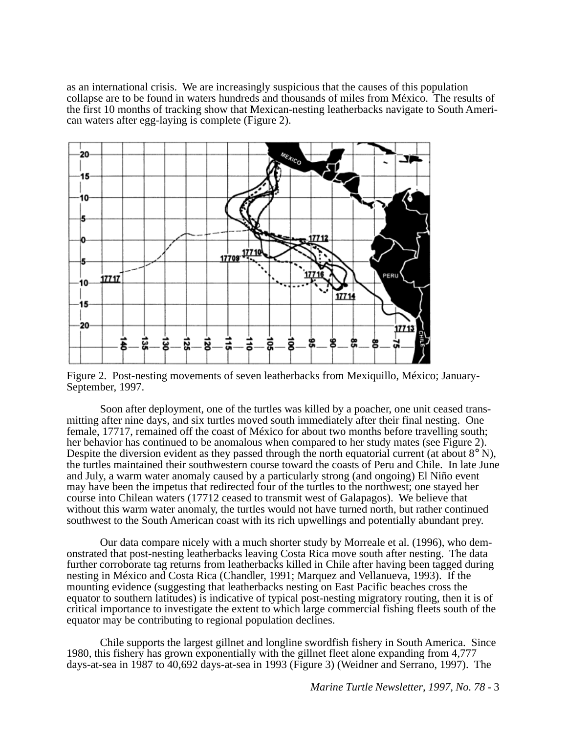as an international crisis. We are increasingly suspicious that the causes of this population collapse are to be found in waters hundreds and thousands of miles from México. The results of the first 10 months of tracking show that Mexican-nesting leatherbacks navigate to South American waters after egg-laying is complete (Figure 2).

Figure 2. Post-nesting movements of seven leatherbacks from Mexiquillo, México; January-September, 1997.

Soon after deployment, one of the turtles was killed by a poacher, one unit ceased transmitting after nine days, and six turtles moved south immediately after their final nesting. One female, 17717, remained off the coast of México for about two months before travelling south; her behavior has continued to be anomalous when compared to her study mates (see Figure 2). Despite the diversion evident as they passed through the north equatorial current (at about 8° N), the turtles maintained their southwestern course toward the coasts of Peru and Chile. In late June and July, a warm water anomaly caused by a particularly strong (and ongoing) El Niño event may have been the impetus that redirected four of the turtles to the northwest; one stayed her course into Chilean waters (17712 ceased to transmit west of Galapagos). We believe that without this warm water anomaly, the turtles would not have turned north, but rather continued southwest to the South American coast with its rich upwellings and potentially abundant prey.

Our data compare nicely with a much shorter study by Morreale et al. (1996), who demonstrated that post-nesting leatherbacks leaving Costa Rica move south after nesting. The data further corroborate tag returns from leatherbacks killed in Chile after having been tagged during nesting in México and Costa Rica (Chandler, 1991; Marquez and Vellanueva, 1993). If the mounting evidence (suggesting that leatherbacks nesting on East Pacific beaches cross the equator to southern latitudes) is indicative of typical post-nesting migratory routing, then it is of critical importance to investigate the extent to which large commercial fishing fleets south of the equator may be contributing to regional population declines.

Chile supports the largest gillnet and longline swordfish fishery in South America. Since 1980, this fishery has grown exponentially with the gillnet fleet alone expanding from 4,777 days-at-sea in 1987 to 40,692 days-at-sea in 1993 (Figure 3) (Weidner and Serrano, 1997). The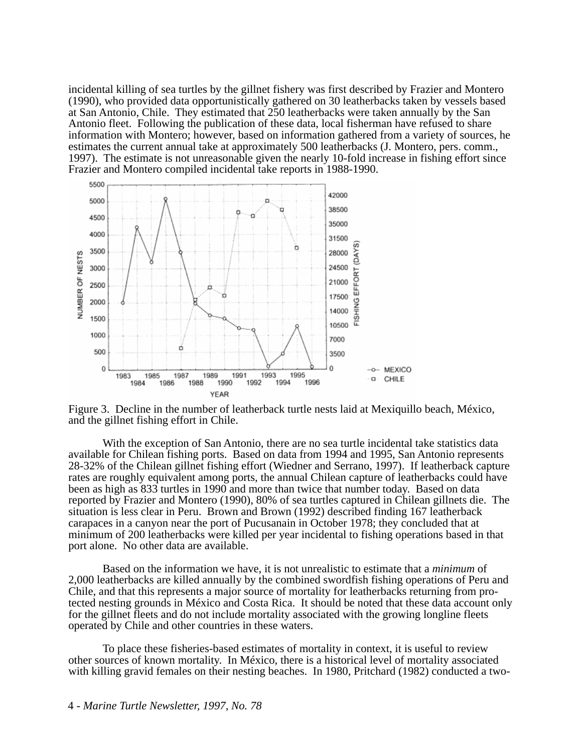incidental killing of sea turtles by the gillnet fishery was first described by Frazier and Montero (1990), who provided data opportunistically gathered on 30 leatherbacks taken by vessels based at San Antonio, Chile. They estimated that 250 leatherbacks were taken annually by the San Antonio fleet. Following the publication of these data, local fisherman have refused to share information with Montero; however, based on information gathered from a variety of sources, he estimates the current annual take at approximately 500 leatherbacks (J. Montero, pers. comm., 1997). The estimate is not unreasonable given the nearly 10-fold increase in fishing effort since Frazier and Montero compiled incidental take reports in 1988-1990.

Figure 3. Decline in the number of leatherback turtle nests laid at Mexiquillo beach, México, and the gillnet fishing effort in Chile.

With the exception of San Antonio, there are no sea turtle incidental take statistics data available for Chilean fishing ports. Based on data from 1994 and 1995, San Antonio represents 28-32% of the Chilean gillnet fishing effort (Wiedner and Serrano, 1997). If leatherback capture rates are roughly equivalent among ports, the annual Chilean capture of leatherbacks could have been as high as 833 turtles in 1990 and more than twice that number today. Based on data reported by Frazier and Montero (1990), 80% of sea turtles captured in Chilean gillnets die. The situation is less clear in Peru. Brown and Brown (1992) described finding 167 leatherback carapaces in a canyon near the port of Pucusanain in October 1978; they concluded that at minimum of 200 leatherbacks were killed per year incidental to fishing operations based in that port alone. No other data are available.

Based on the information we have, it is not unrealistic to estimate that a *minimum* of 2,000 leatherbacks are killed annually by the combined swordfish fishing operations of Peru and Chile, and that this represents a major source of mortality for leatherbacks returning from protected nesting grounds in México and Costa Rica. It should be noted that these data account only for the gillnet fleets and do not include mortality associated with the growing longline fleets operated by Chile and other countries in these waters.

To place these fisheries-based estimates of mortality in context, it is useful to review other sources of known mortality. In México, there is a historical level of mortality associated with killing gravid females on their nesting beaches. In 1980, Pritchard (1982) conducted a two-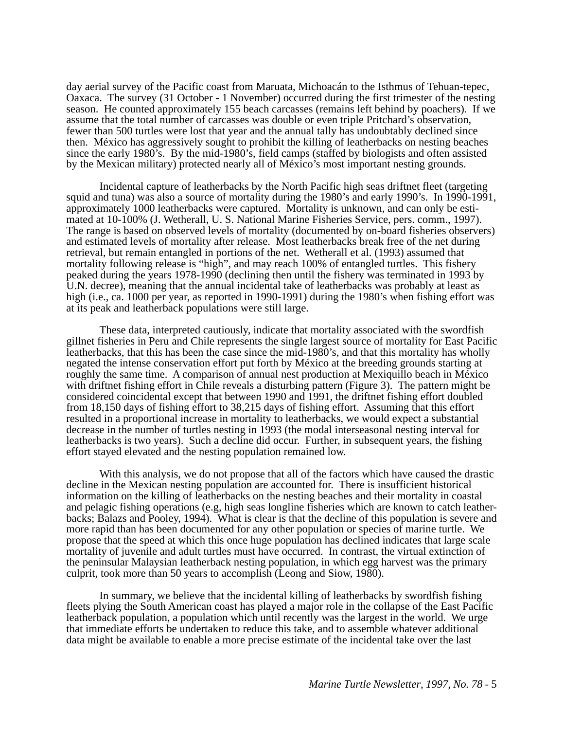day aerial survey of the Pacific coast from Maruata, Michoacán to the Isthmus of Tehuan-tepec, Oaxaca. The survey (31 October - 1 November) occurred during the first trimester of the nesting season. He counted approximately 155 beach carcasses (remains left behind by poachers). If we assume that the total number of carcasses was double or even triple Pritchard's observation, fewer than 500 turtles were lost that year and the annual tally has undoubtably declined since then. México has aggressively sought to prohibit the killing of leatherbacks on nesting beaches since the early 1980's. By the mid-1980's, field camps (staffed by biologists and often assisted by the Mexican military) protected nearly all of México's most important nesting grounds.

Incidental capture of leatherbacks by the North Pacific high seas driftnet fleet (targeting squid and tuna) was also a source of mortality during the 1980's and early 1990's. In 1990-1991, approximately 1000 leatherbacks were captured. Mortality is unknown, and can only be estimated at 10-100% (J. Wetherall, U. S. National Marine Fisheries Service, pers. comm., 1997). The range is based on observed levels of mortality (documented by on-board fisheries observers) and estimated levels of mortality after release. Most leatherbacks break free of the net during retrieval, but remain entangled in portions of the net. Wetherall et al. (1993) assumed that mortality following release is "high", and may reach 100% of entangled turtles. This fishery peaked during the years 1978-1990 (declining then until the fishery was terminated in 1993 by U.N. decree), meaning that the annual incidental take of leatherbacks was probably at least as high (i.e., ca. 1000 per year, as reported in 1990-1991) during the 1980's when fishing effort was at its peak and leatherback populations were still large.

These data, interpreted cautiously, indicate that mortality associated with the swordfish gillnet fisheries in Peru and Chile represents the single largest source of mortality for East Pacific leatherbacks, that this has been the case since the mid-1980's, and that this mortality has wholly negated the intense conservation effort put forth by México at the breeding grounds starting at roughly the same time. A comparison of annual nest production at Mexiquillo beach in México with driftnet fishing effort in Chile reveals a disturbing pattern (Figure 3). The pattern might be considered coincidental except that between 1990 and 1991, the driftnet fishing effort doubled from 18,150 days of fishing effort to 38,215 days of fishing effort. Assuming that this effort resulted in a proportional increase in mortality to leatherbacks, we would expect a substantial decrease in the number of turtles nesting in 1993 (the modal interseasonal nesting interval for leatherbacks is two years). Such a decline did occur. Further, in subsequent years, the fishing effort stayed elevated and the nesting population remained low.

With this analysis, we do not propose that all of the factors which have caused the drastic decline in the Mexican nesting population are accounted for. There is insufficient historical information on the killing of leatherbacks on the nesting beaches and their mortality in coastal and pelagic fishing operations (e.g, high seas longline fisheries which are known to catch leatherbacks; Balazs and Pooley, 1994). What is clear is that the decline of this population is severe and more rapid than has been documented for any other population or species of marine turtle. We propose that the speed at which this once huge population has declined indicates that large scale mortality of juvenile and adult turtles must have occurred. In contrast, the virtual extinction of the peninsular Malaysian leatherback nesting population, in which egg harvest was the primary culprit, took more than 50 years to accomplish (Leong and Siow, 1980).

In summary, we believe that the incidental killing of leatherbacks by swordfish fishing fleets plying the South American coast has played a major role in the collapse of the East Pacific leatherback population, a population which until recently was the largest in the world. We urge that immediate efforts be undertaken to reduce this take, and to assemble whatever additional data might be available to enable a more precise estimate of the incidental take over the last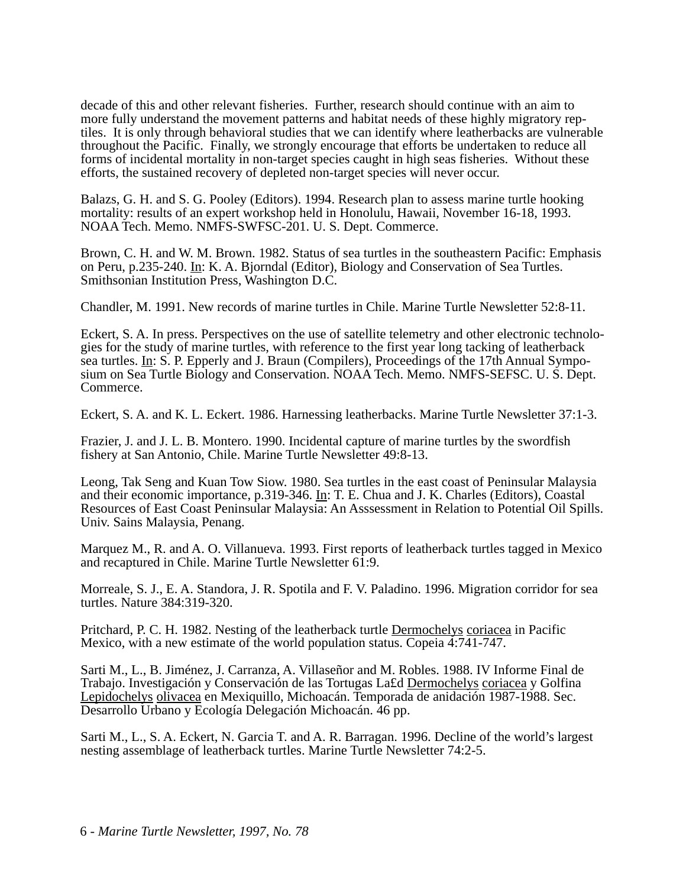decade of this and other relevant fisheries. Further, research should continue with an aim to more fully understand the movement patterns and habitat needs of these highly migratory reptiles. It is only through behavioral studies that we can identify where leatherbacks are vulnerable throughout the Pacific. Finally, we strongly encourage that efforts be undertaken to reduce all forms of incidental mortality in non-target species caught in high seas fisheries. Without these efforts, the sustained recovery of depleted non-target species will never occur.

Balazs, G. H. and S. G. Pooley (Editors). 1994. Research plan to assess marine turtle hooking mortality: results of an expert workshop held in Honolulu, Hawaii, November 16-18, 1993. NOAA Tech. Memo. NMFS-SWFSC-201. U. S. Dept. Commerce.

Brown, C. H. and W. M. Brown. 1982. Status of sea turtles in the southeastern Pacific: Emphasis on Peru, p.235-240. In: K. A. Bjorndal (Editor), Biology and Conservation of Sea Turtles. Smithsonian Institution Press, Washington D.C.

Chandler, M. 1991. New records of marine turtles in Chile. Marine Turtle Newsletter 52:8-11.

Eckert, S. A. In press. Perspectives on the use of satellite telemetry and other electronic technologies for the study of marine turtles, with reference to the first year long tacking of leatherback sea turtles. In: S. P. Epperly and J. Braun (Compilers), Proceedings of the 17th Annual Symposium on Sea Turtle Biology and Conservation. NOAA Tech. Memo. NMFS-SEFSC. U. S. Dept. Commerce.

Eckert, S. A. and K. L. Eckert. 1986. Harnessing leatherbacks. Marine Turtle Newsletter 37:1-3.

Frazier, J. and J. L. B. Montero. 1990. Incidental capture of marine turtles by the swordfish fishery at San Antonio, Chile. Marine Turtle Newsletter 49:8-13.

Leong, Tak Seng and Kuan Tow Siow. 1980. Sea turtles in the east coast of Peninsular Malaysia and their economic importance, p.319-346. In: T. E. Chua and J. K. Charles (Editors), Coastal Resources of East Coast Peninsular Malaysia: An Asssessment in Relation to Potential Oil Spills. Univ. Sains Malaysia, Penang.

Marquez M., R. and A. O. Villanueva. 1993. First reports of leatherback turtles tagged in Mexico and recaptured in Chile. Marine Turtle Newsletter 61:9.

Morreale, S. J., E. A. Standora, J. R. Spotila and F. V. Paladino. 1996. Migration corridor for sea turtles. Nature 384:319-320.

Pritchard, P. C. H. 1982. Nesting of the leatherback turtle Dermochelys coriacea in Pacific Mexico, with a new estimate of the world population status. Copeia 4:741-747.

Sarti M., L., B. Jiménez, J. Carranza, A. Villaseñor and M. Robles. 1988. IV Informe Final de Trabajo. Investigación y Conservación de las Tortugas La£d Dermochelys coriacea y Golfina Lepidochelys olivacea en Mexiquillo, Michoacán. Temporada de anidación 1987-1988. Sec. Desarrollo Urbano y Ecología Delegación Michoacán. 46 pp.

Sarti M., L., S. A. Eckert, N. Garcia T. and A. R. Barragan. 1996. Decline of the world's largest nesting assemblage of leatherback turtles. Marine Turtle Newsletter 74:2-5.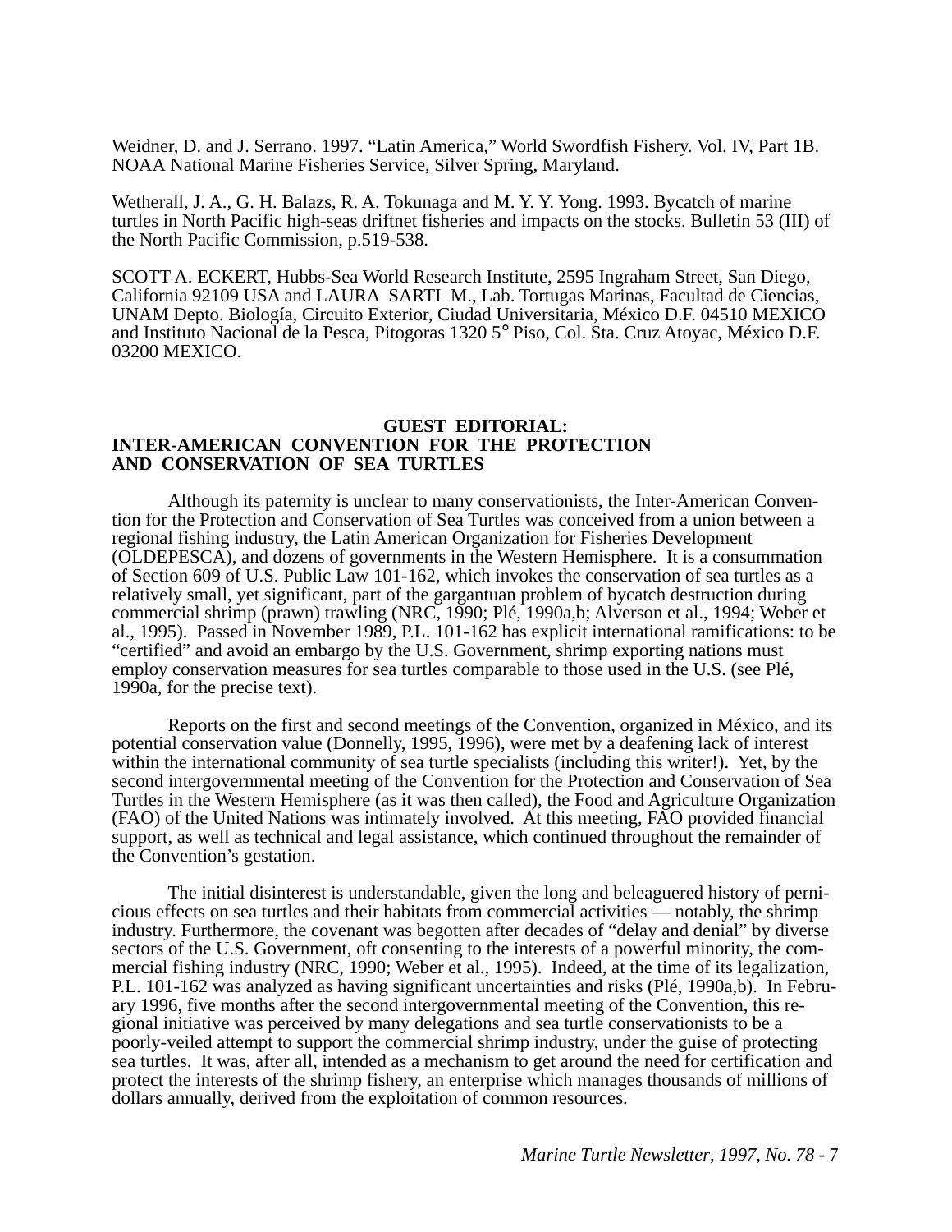Weidner, D. and J. Serrano. 1997. "Latin America," World Swordfish Fishery. Vol. IV, Part 1B. NOAA National Marine Fisheries Service, Silver Spring, Maryland.

Wetherall, J. A., G. H. Balazs, R. A. Tokunaga and M. Y. Y. Yong. 1993. Bycatch of marine turtles in North Pacific high-seas driftnet fisheries and impacts on the stocks. Bulletin 53 (III) of the North Pacific Commission, p.519-538.

SCOTT A. ECKERT, Hubbs-Sea World Research Institute, 2595 Ingraham Street, San Diego, California 92109 USA and LAURA SARTI M., Lab. Tortugas Marinas, Facultad de Ciencias, UNAM Depto. Biología, Circuito Exterior, Ciudad Universitaria, México D.F. 04510 MEXICO and Instituto Nacional de la Pesca, Pitogoras 1320 5° Piso, Col. Sta. Cruz Atoyac, México D.F. 03200 MEXICO.

## GUEST EDITORIAL: INTER-AMERICAN CONVENTION FOR THE PROTECTION AND CONSERVATION OF SEA TURTLES

Although its paternity is unclear to many conservationists, the Inter-American Convention for the Protection and Conservation of Sea Turtles was conceived from a union between a regional fishing industry, the Latin American Organization for Fisheries Development (OLDEPESCA), and dozens of governments in the Western Hemisphere. It is a consummation of Section 609 of U.S. Public Law 101-162, which invokes the conservation of sea turtles as a relatively small, yet significant, part of the gargantuan problem of bycatch destruction during commercial shrimp (prawn) trawling (NRC, 1990; Plé, 1990a,b; Alverson et al., 1994; Weber et al., 1995). Passed in November 1989, P.L. 101-162 has explicit international ramifications: to be "certified" and avoid an embargo by the U.S. Government, shrimp exporting nations must employ conservation measures for sea turtles comparable to those used in the U.S. (see Plé, 1990a, for the precise text).

Reports on the first and second meetings of the Convention, organized in México, and its potential conservation value (Donnelly, 1995, 1996), were met by a deafening lack of interest within the international community of sea turtle specialists (including this writer!). Yet, by the second intergovernmental meeting of the Convention for the Protection and Conservation of Sea Turtles in the Western Hemisphere (as it was then called), the Food and Agriculture Organization (FAO) of the United Nations was intimately involved. At this meeting, FAO provided financial support, as well as technical and legal assistance, which continued throughout the remainder of the Convention's gestation.

The initial disinterest is understandable, given the long and beleaguered history of pernicious effects on sea turtles and their habitats from commercial activities — notably, the shrimp industry. Furthermore, the covenant was begotten after decades of "delay and denial" by diverse sectors of the U.S. Government, oft consenting to the interests of a powerful minority, the commercial fishing industry (NRC, 1990; Weber et al., 1995). Indeed, at the time of its legalization, P.L. 101-162 was analyzed as having significant uncertainties and risks (Plé, 1990a,b). In February 1996, five months after the second intergovernmental meeting of the Convention, this regional initiative was perceived by many delegations and sea turtle conservationists to be a poorly-veiled attempt to support the commercial shrimp industry, under the guise of protecting sea turtles. It was, after all, intended as a mechanism to get around the need for certification and protect the interests of the shrimp fishery, an enterprise which manages thousands of millions of dollars annually, derived from the exploitation of common resources.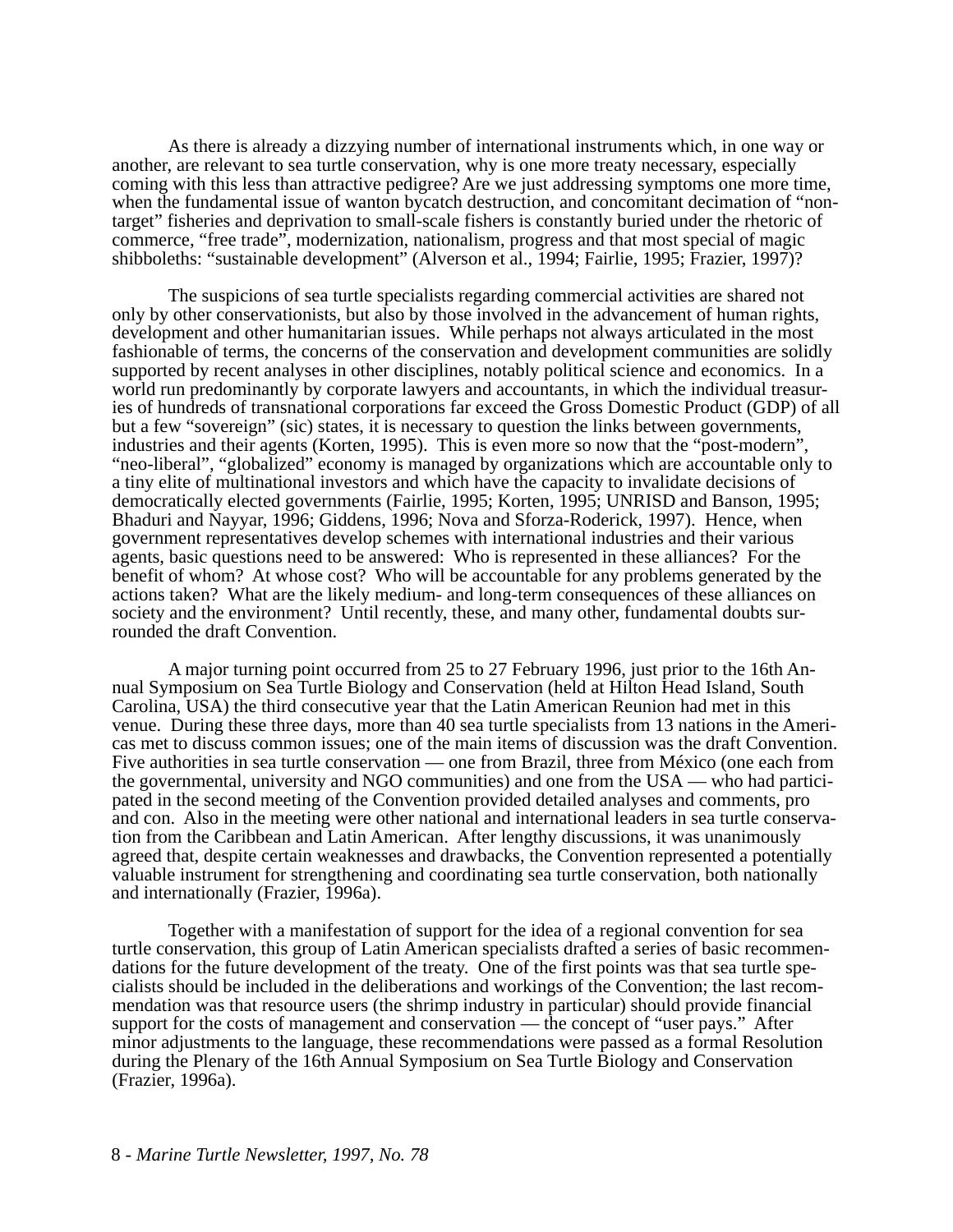As there is already a dizzying number of international instruments which, in one way or another, are relevant to sea turtle conservation, why is one more treaty necessary, especially coming with this less than attractive pedigree? Are we just addressing symptoms one more time, when the fundamental issue of wanton bycatch destruction, and concomitant decimation of "non-target" fisheries and deprivation to small-scale fishers is constantly buried under the rhetoric of commerce, "free trade", modernization, nationalism, progress and that most special of magic shibboleths: "sustainable development" (Alverson et al., 1994; Fairlie, 1995; Frazier, 1997)?

The suspicions of sea turtle specialists regarding commercial activities are shared not only by other conservationists, but also by those involved in the advancement of human rights, development and other humanitarian issues. While perhaps not always articulated in the most fashionable of terms, the concerns of the conservation and development communities are solidly supported by recent analyses in other disciplines, notably political science and economics. In a world run predominantly by corporate lawyers and accountants, in which the individual treasuries of hundreds of transnational corporations far exceed the Gross Domestic Product (GDP) of all but a few "sovereign" (sic) states, it is necessary to question the links between governments, industries and their agents (Korten, 1995). This is even more so now that the "post-modern", "neo-liberal", "globalized" economy is managed by organizations which are accountable only to a tiny elite of multinational investors and which have the capacity to invalidate decisions of democratically elected governments (Fairlie, 1995; Korten, 1995; UNRISD and Banson, 1995; Bhaduri and Nayyar, 1996; Giddens, 1996; Nova and Sforza-Roderick, 1997). Hence, when government representatives develop schemes with international industries and their various agents, basic questions need to be answered: Who is represented in these alliances? For the benefit of whom? At whose cost? Who will be accountable for any problems generated by the actions taken? What are the likely medium- and long-term consequences of these alliances on society and the environment? Until recently, these, and many other, fundamental doubts surrounded the draft Convention.

A major turning point occurred from 25 to 27 February 1996, just prior to the 16th Annual Symposium on Sea Turtle Biology and Conservation (held at Hilton Head Island, South Carolina, USA) the third consecutive year that the Latin American Reunion had met in this venue. During these three days, more than 40 sea turtle specialists from 13 nations in the Americas met to discuss common issues; one of the main items of discussion was the draft Convention. Five authorities in sea turtle conservation — one from Brazil, three from México (one each from the governmental, university and NGO communities) and one from the USA — who had participated in the second meeting of the Convention provided detailed analyses and comments, pro and con. Also in the meeting were other national and international leaders in sea turtle conservation from the Caribbean and Latin American. After lengthy discussions, it was unanimously agreed that, despite certain weaknesses and drawbacks, the Convention represented a potentially valuable instrument for strengthening and coordinating sea turtle conservation, both nationally and internationally (Frazier, 1996a).

Together with a manifestation of support for the idea of a regional convention for sea turtle conservation, this group of Latin American specialists drafted a series of basic recommendations for the future development of the treaty. One of the first points was that sea turtle specialists should be included in the deliberations and workings of the Convention; the last recommendation was that resource users (the shrimp industry in particular) should provide financial support for the costs of management and conservation — the concept of "user pays." After minor adjustments to the language, these recommendations were passed as a formal Resolution during the Plenary of the 16th Annual Symposium on Sea Turtle Biology and Conservation (Frazier, 1996a).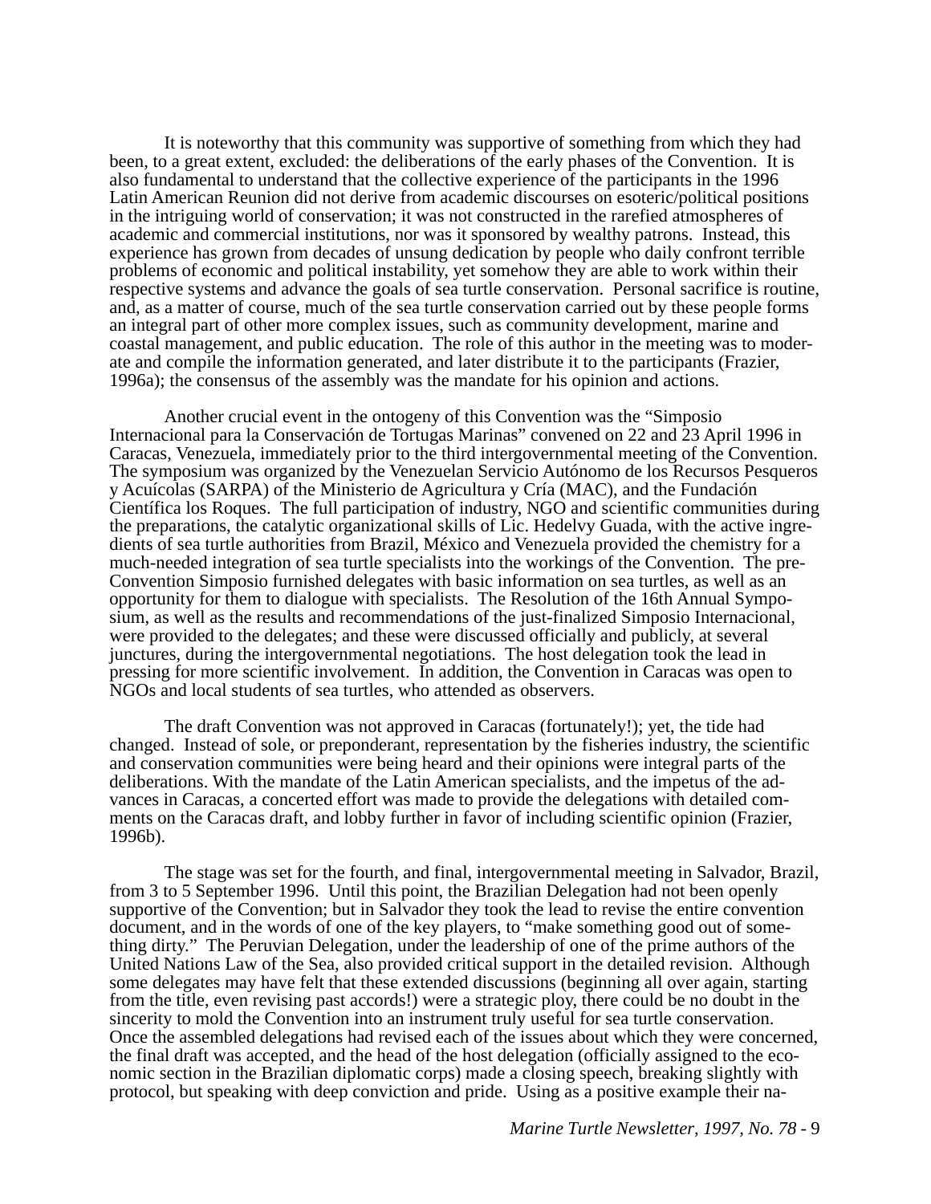It is noteworthy that this community was supportive of something from which they had been, to a great extent, excluded: the deliberations of the early phases of the Convention. It is also fundamental to understand that the collective experience of the participants in the 1996 Latin American Reunion did not derive from academic discourses on esoteric/political positions in the intriguing world of conservation; it was not constructed in the rarefied atmospheres of academic and commercial institutions, nor was it sponsored by wealthy patrons. Instead, this experience has grown from decades of unsung dedication by people who daily confront terrible problems of economic and political instability, yet somehow they are able to work within their respective systems and advance the goals of sea turtle conservation. Personal sacrifice is routine, and, as a matter of course, much of the sea turtle conservation carried out by these people forms an integral part of other more complex issues, such as community development, marine and coastal management, and public education. The role of this author in the meeting was to moderate and compile the information generated, and later distribute it to the participants (Frazier, 1996a); the consensus of the assembly was the mandate for his opinion and actions.

Another crucial event in the ontogeny of this Convention was the "Simposio Internacional para la Conservación de Tortugas Marinas" convened on 22 and 23 April 1996 in Caracas, Venezuela, immediately prior to the third intergovernmental meeting of the Convention. The symposium was organized by the Venezuelan Servicio Autónomo de los Recursos Pesqueros y Acuícolas (SARPA) of the Ministerio de Agricultura y Cría (MAC), and the Fundación Científica los Roques. The full participation of industry, NGO and scientific communities during the preparations, the catalytic organizational skills of Lic. Hedelvy Guada, with the active ingredients of sea turtle authorities from Brazil, México and Venezuela provided the chemistry for a much-needed integration of sea turtle specialists into the workings of the Convention. The pre-Convention Simposio furnished delegates with basic information on sea turtles, as well as an opportunity for them to dialogue with specialists. The Resolution of the 16th Annual Symposium, as well as the results and recommendations of the just-finalized Simposio Internacional, were provided to the delegates; and these were discussed officially and publicly, at several junctures, during the intergovernmental negotiations. The host delegation took the lead in pressing for more scientific involvement. In addition, the Convention in Caracas was open to NGOs and local students of sea turtles, who attended as observers.

The draft Convention was not approved in Caracas (fortunately!); yet, the tide had changed. Instead of sole, or preponderant, representation by the fisheries industry, the scientific and conservation communities were being heard and their opinions were integral parts of the deliberations. With the mandate of the Latin American specialists, and the impetus of the advances in Caracas, a concerted effort was made to provide the delegations with detailed comments on the Caracas draft, and lobby further in favor of including scientific opinion (Frazier, 1996b).

The stage was set for the fourth, and final, intergovernmental meeting in Salvador, Brazil, from 3 to 5 September 1996. Until this point, the Brazilian Delegation had not been openly supportive of the Convention; but in Salvador they took the lead to revise the entire convention document, and in the words of one of the key players, to "make something good out of something dirty." The Peruvian Delegation, under the leadership of one of the prime authors of the United Nations Law of the Sea, also provided critical support in the detailed revision. Although some delegates may have felt that these extended discussions (beginning all over again, starting from the title, even revising past accords!) were a strategic ploy, there could be no doubt in the sincerity to mold the Convention into an instrument truly useful for sea turtle conservation. Once the assembled delegations had revised each of the issues about which they were concerned, the final draft was accepted, and the head of the host delegation (officially assigned to the economic section in the Brazilian diplomatic corps) made a closing speech, breaking slightly with protocol, but speaking with deep conviction and pride. Using as a positive example their na-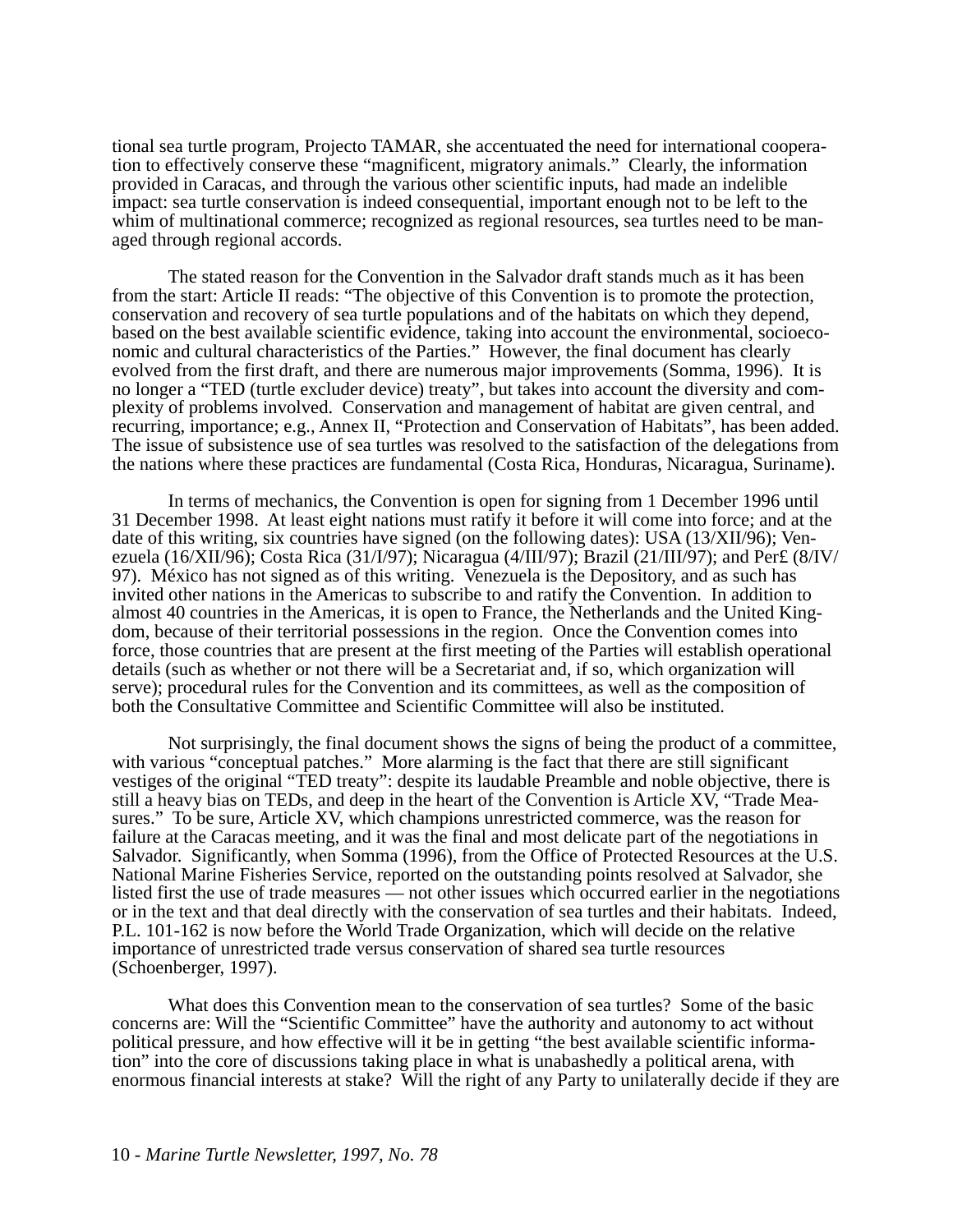tional sea turtle program, Projecto TAMAR, she accentuated the need for international cooperation to effectively conserve these "magnificent, migratory animals." Clearly, the information provided in Caracas, and through the various other scientific inputs, had made an indelible impact: sea turtle conservation is indeed consequential, important enough not to be left to the whim of multinational commerce; recognized as regional resources, sea turtles need to be managed through regional accords.

The stated reason for the Convention in the Salvador draft stands much as it has been from the start: Article II reads: "The objective of this Convention is to promote the protection, conservation and recovery of sea turtle populations and of the habitats on which they depend, based on the best available scientific evidence, taking into account the environmental, socioeconomic and cultural characteristics of the Parties." However, the final document has clearly evolved from the first draft, and there are numerous major improvements (Somma, 1996). It is no longer a "TED (turtle excluder device) treaty", but takes into account the diversity and complexity of problems involved. Conservation and management of habitat are given central, and recurring, importance; e.g., Annex II, "Protection and Conservation of Habitats", has been added. The issue of subsistence use of sea turtles was resolved to the satisfaction of the delegations from the nations where these practices are fundamental (Costa Rica, Honduras, Nicaragua, Suriname).

In terms of mechanics, the Convention is open for signing from 1 December 1996 until 31 December 1998. At least eight nations must ratify it before it will come into force; and at the date of this writing, six countries have signed (on the following dates): USA (13/XII/96); Venezuela (16/XII/96); Costa Rica (31/I/97); Nicaragua (4/III/97); Brazil (21/III/97); and Per£ (8/IV/97). México has not signed as of this writing. Venezuela is the Depository, and as such has invited other nations in the Americas to subscribe to and ratify the Convention. In addition to almost 40 countries in the Americas, it is open to France, the Netherlands and the United Kingdom, because of their territorial possessions in the region. Once the Convention comes into force, those countries that are present at the first meeting of the Parties will establish operational details (such as whether or not there will be a Secretariat and, if so, which organization will serve); procedural rules for the Convention and its committees, as well as the composition of both the Consultative Committee and Scientific Committee will also be instituted.

Not surprisingly, the final document shows the signs of being the product of a committee, with various "conceptual patches." More alarming is the fact that there are still significant vestiges of the original "TED treaty": despite its laudable Preamble and noble objective, there is still a heavy bias on TEDs, and deep in the heart of the Convention is Article XV, "Trade Measures." To be sure, Article XV, which champions unrestricted commerce, was the reason for failure at the Caracas meeting, and it was the final and most delicate part of the negotiations in Salvador. Significantly, when Somma (1996), from the Office of Protected Resources at the U.S. National Marine Fisheries Service, reported on the outstanding points resolved at Salvador, she listed first the use of trade measures — not other issues which occurred earlier in the negotiations or in the text and that deal directly with the conservation of sea turtles and their habitats. Indeed, P.L. 101-162 is now before the World Trade Organization, which will decide on the relative importance of unrestricted trade versus conservation of shared sea turtle resources (Schoenberger, 1997).

What does this Convention mean to the conservation of sea turtles? Some of the basic concerns are: Will the "Scientific Committee" have the authority and autonomy to act without political pressure, and how effective will it be in getting "the best available scientific information" into the core of discussions taking place in what is unabashedly a political arena, with enormous financial interests at stake? Will the right of any Party to unilaterally decide if they are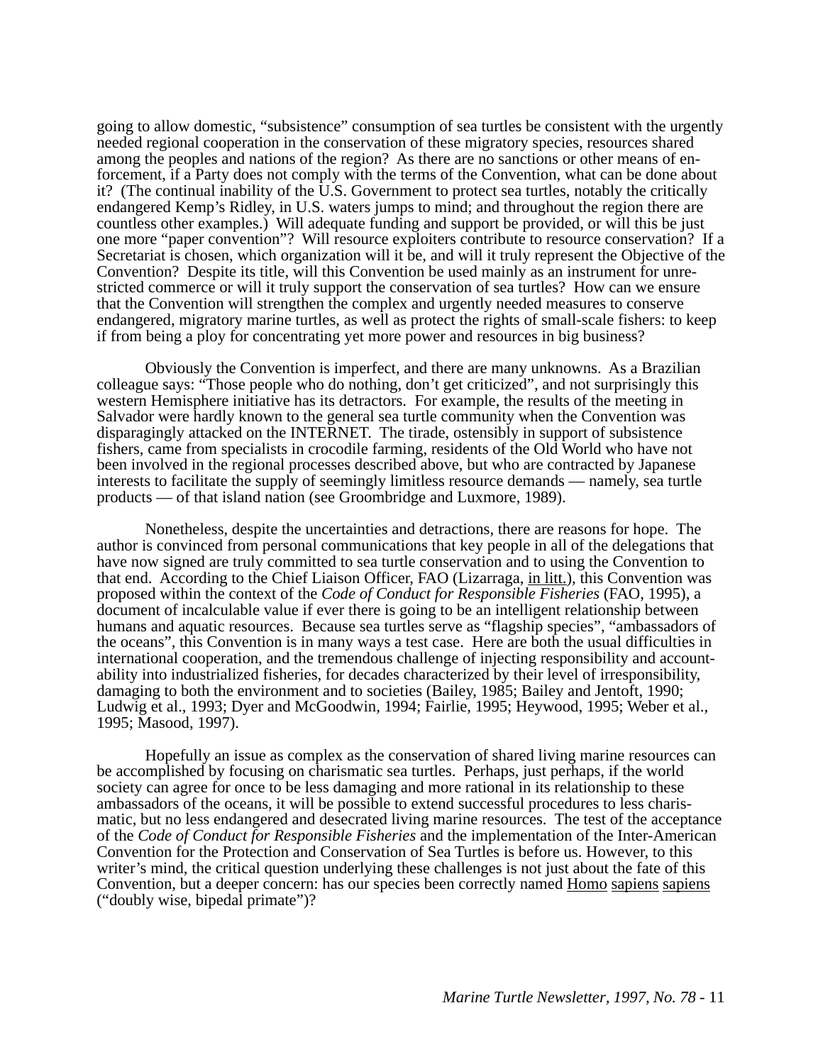going to allow domestic, "subsistence" consumption of sea turtles be consistent with the urgently needed regional cooperation in the conservation of these migratory species, resources shared among the peoples and nations of the region? As there are no sanctions or other means of enforcement, if a Party does not comply with the terms of the Convention, what can be done about it? (The continual inability of the U.S. Government to protect sea turtles, notably the critically endangered Kemp's Ridley, in U.S. waters jumps to mind; and throughout the region there are countless other examples.) Will adequate funding and support be provided, or will this be just one more "paper convention"? Will resource exploiters contribute to resource conservation? If a Secretariat is chosen, which organization will it be, and will it truly represent the Objective of the Convention? Despite its title, will this Convention be used mainly as an instrument for unrestricted commerce or will it truly support the conservation of sea turtles? How can we ensure that the Convention will strengthen the complex and urgently needed measures to conserve endangered, migratory marine turtles, as well as protect the rights of small-scale fishers: to keep if from being a ploy for concentrating yet more power and resources in big business?

Obviously the Convention is imperfect, and there are many unknowns. As a Brazilian colleague says: "Those people who do nothing, don't get criticized", and not surprisingly this western Hemisphere initiative has its detractors. For example, the results of the meeting in Salvador were hardly known to the general sea turtle community when the Convention was disparagingly attacked on the INTERNET. The tirade, ostensibly in support of subsistence fishers, came from specialists in crocodile farming, residents of the Old World who have not been involved in the regional processes described above, but who are contracted by Japanese interests to facilitate the supply of seemingly limitless resource demands — namely, sea turtle products — of that island nation (see Groombridge and Luxmore, 1989).

Nonetheless, despite the uncertainties and detractions, there are reasons for hope. The author is convinced from personal communications that key people in all of the delegations that have now signed are truly committed to sea turtle conservation and to using the Convention to that end. According to the Chief Liaison Officer, FAO (Lizarraga, in litt.), this Convention was proposed within the context of the *Code of Conduct for Responsible Fisheries* (FAO, 1995), a document of incalculable value if ever there is going to be an intelligent relationship between humans and aquatic resources. Because sea turtles serve as "flagship species", "ambassadors of the oceans", this Convention is in many ways a test case. Here are both the usual difficulties in international cooperation, and the tremendous challenge of injecting responsibility and accountability into industrialized fisheries, for decades characterized by their level of irresponsibility, damaging to both the environment and to societies (Bailey, 1985; Bailey and Jentoft, 1990; Ludwig et al., 1993; Dyer and McGoodwin, 1994; Fairlie, 1995; Heywood, 1995; Weber et al., 1995; Masood, 1997).

Hopefully an issue as complex as the conservation of shared living marine resources can be accomplished by focusing on charismatic sea turtles. Perhaps, just perhaps, if the world society can agree for once to be less damaging and more rational in its relationship to these ambassadors of the oceans, it will be possible to extend successful procedures to less charismatic, but no less endangered and desecrated living marine resources. The test of the acceptance of the *Code of Conduct for Responsible Fisheries* and the implementation of the Inter-American Convention for the Protection and Conservation of Sea Turtles is before us. However, to this writer's mind, the critical question underlying these challenges is not just about the fate of this Convention, but a deeper concern: has our species been correctly named Homo sapiens sapiens ("doubly wise, bipedal primate")?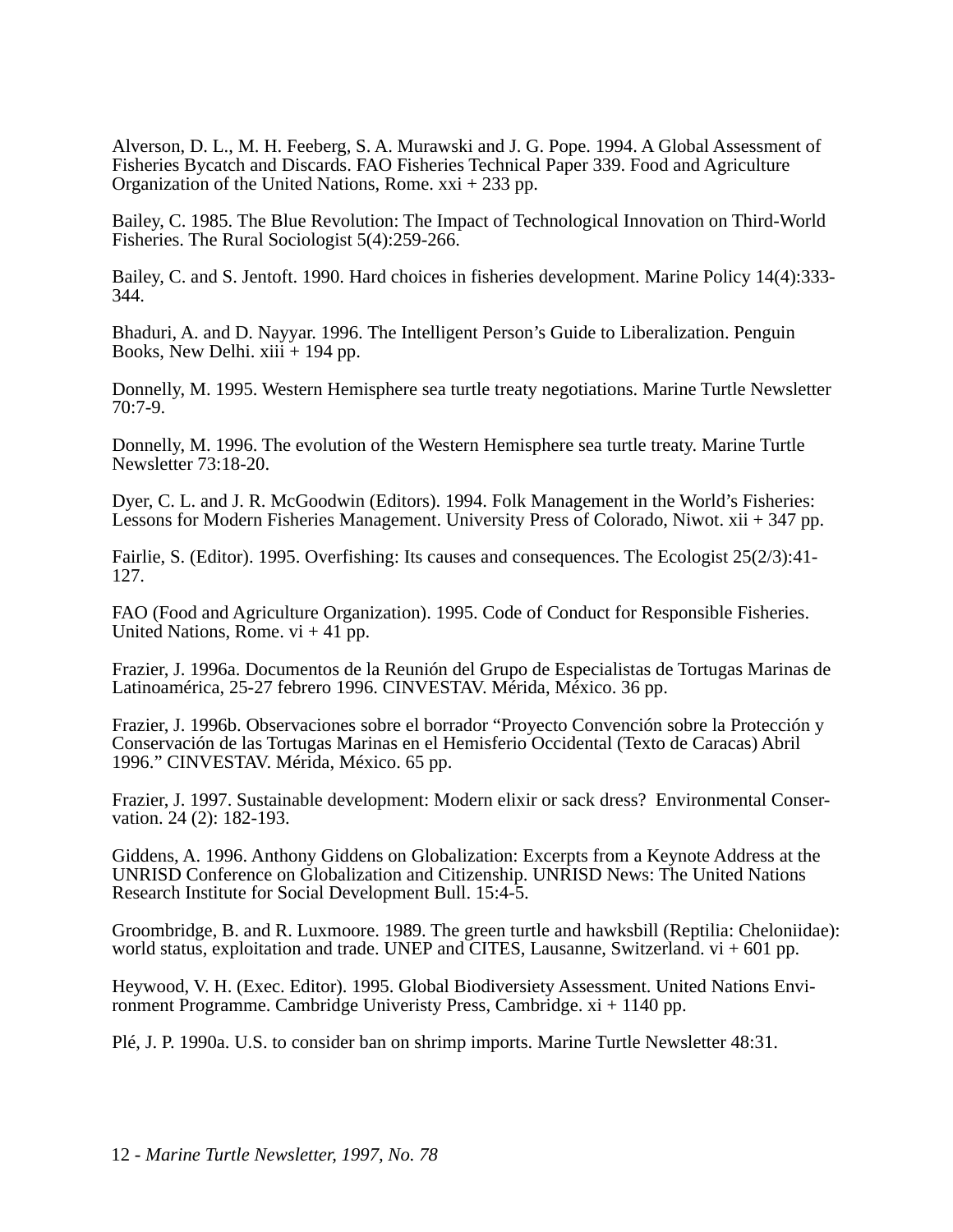Alverson, D. L., M. H. Feeberg, S. A. Murawski and J. G. Pope. 1994. A Global Assessment of Fisheries Bycatch and Discards. FAO Fisheries Technical Paper 339. Food and Agriculture Organization of the United Nations, Rome. xxi + 233 pp.

Bailey, C. 1985. The Blue Revolution: The Impact of Technological Innovation on Third-World Fisheries. The Rural Sociologist 5(4):259-266.

Bailey, C. and S. Jentoft. 1990. Hard choices in fisheries development. Marine Policy 14(4):333-344.

Bhaduri, A. and D. Nayyar. 1996. The Intelligent Person's Guide to Liberalization. Penguin Books, New Delhi. xiii + 194 pp.

Donnelly, M. 1995. Western Hemisphere sea turtle treaty negotiations. Marine Turtle Newsletter 70:7-9.

Donnelly, M. 1996. The evolution of the Western Hemisphere sea turtle treaty. Marine Turtle Newsletter 73:18-20.

Dyer, C. L. and J. R. McGoodwin (Editors). 1994. Folk Management in the World's Fisheries: Lessons for Modern Fisheries Management. University Press of Colorado, Niwot. xii + 347 pp.

Fairlie, S. (Editor). 1995. Overfishing: Its causes and consequences. The Ecologist 25(2/3):41-127.

FAO (Food and Agriculture Organization). 1995. Code of Conduct for Responsible Fisheries. United Nations, Rome. vi + 41 pp.

Frazier, J. 1996a. Documentos de la Reunión del Grupo de Especialistas de Tortugas Marinas de Latinoamérica, 25-27 febrero 1996. CINVESTAV. Mérida, México. 36 pp.

Frazier, J. 1996b. Observaciones sobre el borrador "Proyecto Convención sobre la Protección y Conservación de las Tortugas Marinas en el Hemisferio Occidental (Texto de Caracas) Abril 1996." CINVESTAV. Mérida, México. 65 pp.

Frazier, J. 1997. Sustainable development: Modern elixir or sack dress? Environmental Conservation. 24 (2): 182-193.

Giddens, A. 1996. Anthony Giddens on Globalization: Excerpts from a Keynote Address at the UNRISD Conference on Globalization and Citizenship. UNRISD News: The United Nations Research Institute for Social Development Bull. 15:4-5.

Groombridge, B. and R. Luxmoore. 1989. The green turtle and hawksbill (Reptilia: Cheloniidae): world status, exploitation and trade. UNEP and CITES, Lausanne, Switzerland. vi + 601 pp.

Heywood, V. H. (Exec. Editor). 1995. Global Biodiversiety Assessment. United Nations Environment Programme. Cambridge Univeristy Press, Cambridge. xi + 1140 pp.

Plé, J. P. 1990a. U.S. to consider ban on shrimp imports. Marine Turtle Newsletter 48:31.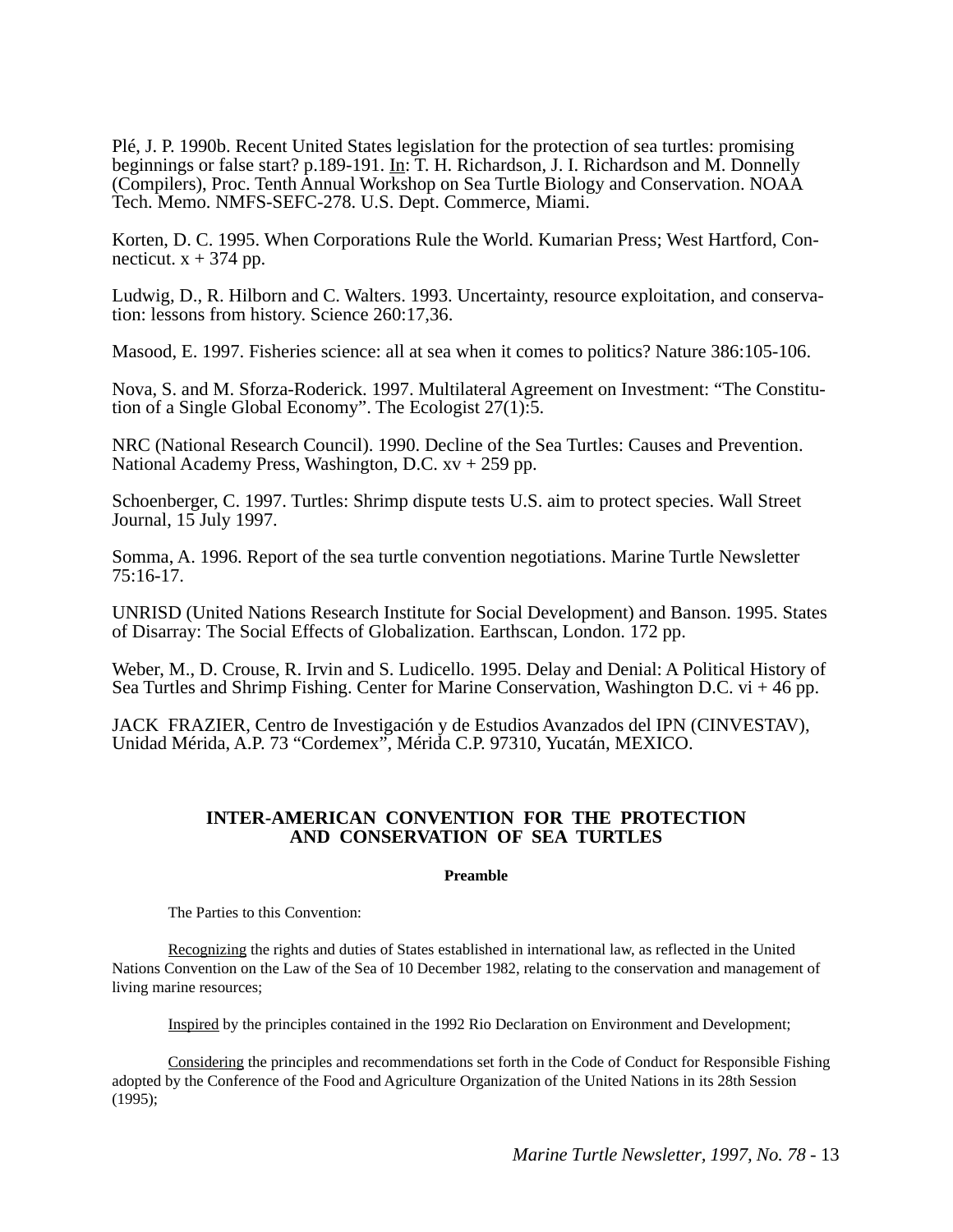Plé, J. P. 1990b. Recent United States legislation for the protection of sea turtles: promising beginnings or false start? p.189-191. In: T. H. Richardson, J. I. Richardson and M. Donnelly (Compilers), Proc. Tenth Annual Workshop on Sea Turtle Biology and Conservation. NOAA Tech. Memo. NMFS-SEFC-278. U.S. Dept. Commerce, Miami.

Korten, D. C. 1995. When Corporations Rule the World. Kumarian Press; West Hartford, Connecticut. x + 374 pp.

Ludwig, D., R. Hilborn and C. Walters. 1993. Uncertainty, resource exploitation, and conservation: lessons from history. Science 260:17,36.

Masood, E. 1997. Fisheries science: all at sea when it comes to politics? Nature 386:105-106.

Nova, S. and M. Sforza-Roderick. 1997. Multilateral Agreement on Investment: “The Constitution of a Single Global Economy”. The Ecologist 27(1):5.

NRC (National Research Council). 1990. Decline of the Sea Turtles: Causes and Prevention. National Academy Press, Washington, D.C. xv + 259 pp.

Schoenberger, C. 1997. Turtles: Shrimp dispute tests U.S. aim to protect species. Wall Street Journal, 15 July 1997.

Somma, A. 1996. Report of the sea turtle convention negotiations. Marine Turtle Newsletter 75:16-17.

UNRISD (United Nations Research Institute for Social Development) and Banson. 1995. States of Disarray: The Social Effects of Globalization. Earthscan, London. 172 pp.

Weber, M., D. Crouse, R. Irvin and S. Ludicello. 1995. Delay and Denial: A Political History of Sea Turtles and Shrimp Fishing. Center for Marine Conservation, Washington D.C. vi + 46 pp.

JACK FRAZIER, Centro de Investigación y de Estudios Avanzados del IPN (CINVESTAV), Unidad Mérida, A.P. 73 “Cordemex”, Mérida C.P. 97310, Yucatán, MEXICO.

## INTER-AMERICAN CONVENTION FOR THE PROTECTION AND CONSERVATION OF SEA TURTLES

### Preamble

The Parties to this Convention:

Recognizing the rights and duties of States established in international law, as reflected in the United Nations Convention on the Law of the Sea of 10 December 1982, relating to the conservation and management of living marine resources;

Inspired by the principles contained in the 1992 Rio Declaration on Environment and Development;

Considering the principles and recommendations set forth in the Code of Conduct for Responsible Fishing adopted by the Conference of the Food and Agriculture Organization of the United Nations in its 28th Session (1995);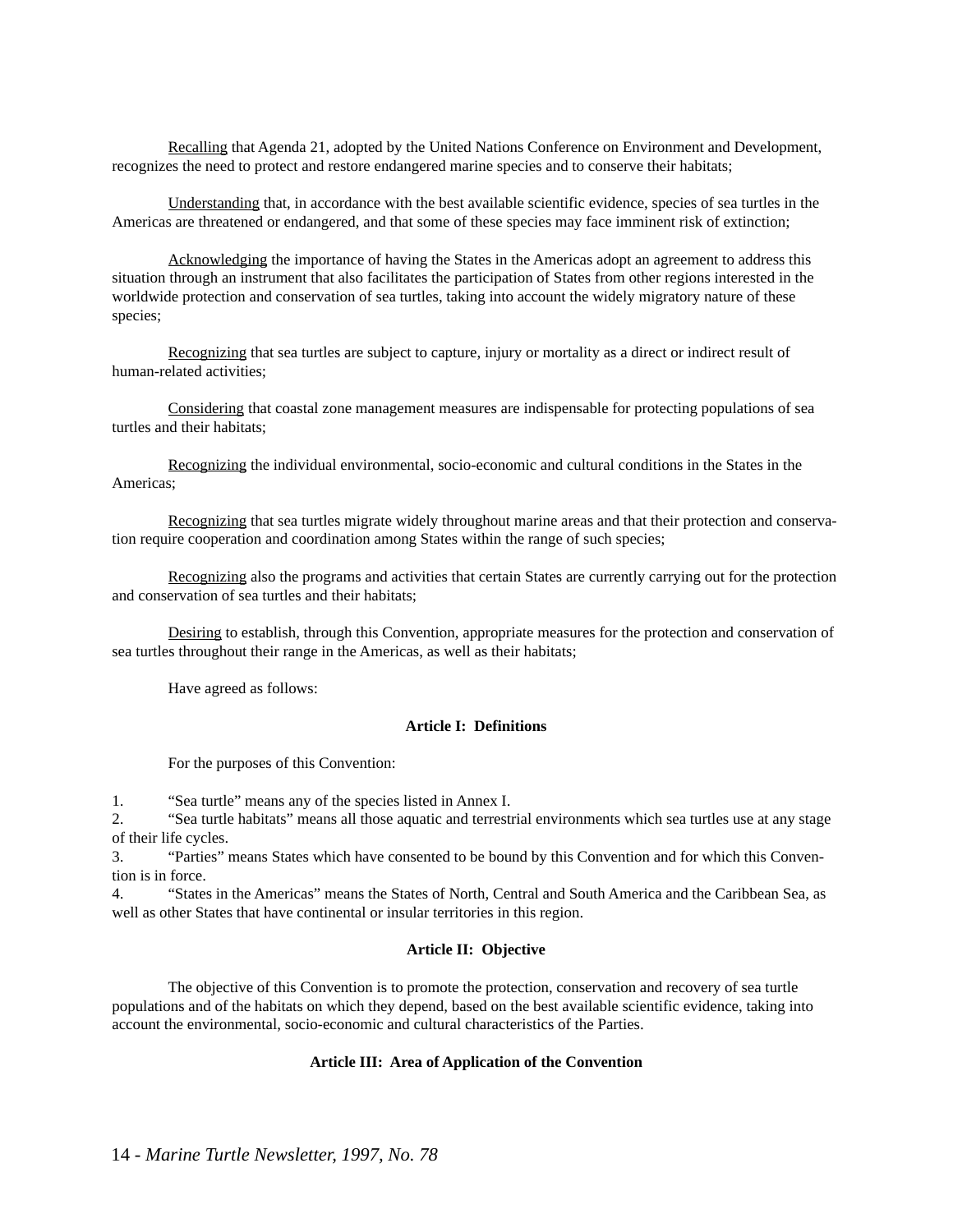Recalling that Agenda 21, adopted by the United Nations Conference on Environment and Development, recognizes the need to protect and restore endangered marine species and to conserve their habitats;

Understanding that, in accordance with the best available scientific evidence, species of sea turtles in the Americas are threatened or endangered, and that some of these species may face imminent risk of extinction;

Acknowledging the importance of having the States in the Americas adopt an agreement to address this situation through an instrument that also facilitates the participation of States from other regions interested in the worldwide protection and conservation of sea turtles, taking into account the widely migratory nature of these species;

Recognizing that sea turtles are subject to capture, injury or mortality as a direct or indirect result of human-related activities;

Considering that coastal zone management measures are indispensable for protecting populations of sea turtles and their habitats;

Recognizing the individual environmental, socio-economic and cultural conditions in the States in the Americas;

Recognizing that sea turtles migrate widely throughout marine areas and that their protection and conservation require cooperation and coordination among States within the range of such species;

Recognizing also the programs and activities that certain States are currently carrying out for the protection and conservation of sea turtles and their habitats;

Desiring to establish, through this Convention, appropriate measures for the protection and conservation of sea turtles throughout their range in the Americas, as well as their habitats;

Have agreed as follows:

**Article I: Definitions**

For the purposes of this Convention:

1. "Sea turtle" means any of the species listed in Annex I.
2. "Sea turtle habitats" means all those aquatic and terrestrial environments which sea turtles use at any stage of their life cycles.
3. "Parties" means States which have consented to be bound by this Convention and for which this Convention is in force.
4. "States in the Americas" means the States of North, Central and South America and the Caribbean Sea, as well as other States that have continental or insular territories in this region.

**Article II: Objective**

The objective of this Convention is to promote the protection, conservation and recovery of sea turtle populations and of the habitats on which they depend, based on the best available scientific evidence, taking into account the environmental, socio-economic and cultural characteristics of the Parties.

**Article III: Area of Application of the Convention**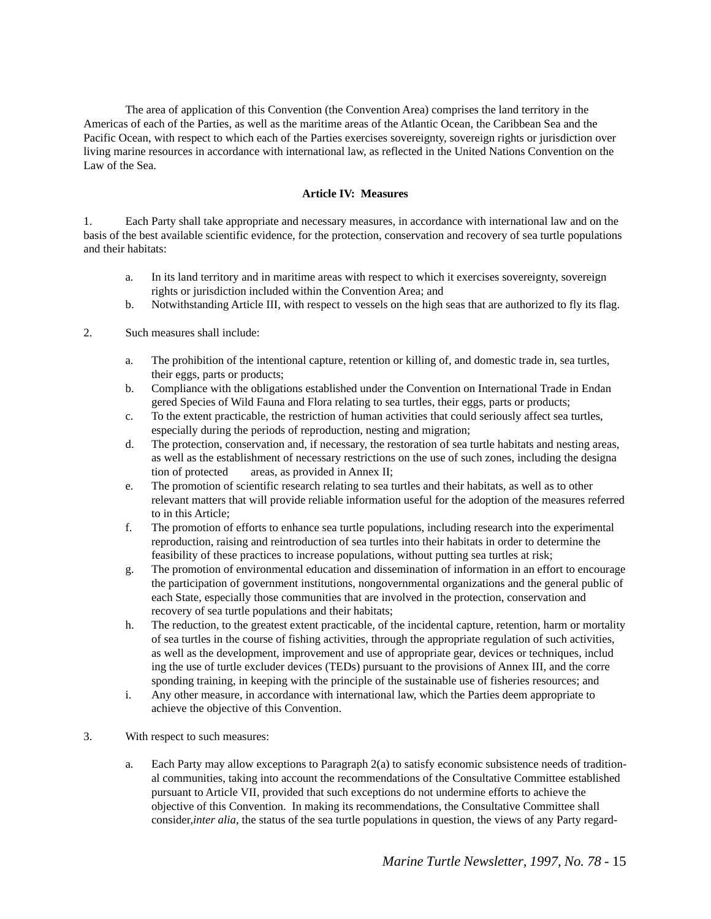The area of application of this Convention (the Convention Area) comprises the land territory in the Americas of each of the Parties, as well as the maritime areas of the Atlantic Ocean, the Caribbean Sea and the Pacific Ocean, with respect to which each of the Parties exercises sovereignty, sovereign rights or jurisdiction over living marine resources in accordance with international law, as reflected in the United Nations Convention on the Law of the Sea.

**Article IV: Measures**

1. Each Party shall take appropriate and necessary measures, in accordance with international law and on the basis of the best available scientific evidence, for the protection, conservation and recovery of sea turtle populations and their habitats:

   a. In its land territory and in maritime areas with respect to which it exercises sovereignty, sovereign rights or jurisdiction included within the Convention Area; and
   b. Notwithstanding Article III, with respect to vessels on the high seas that are authorized to fly its flag.

2. Such measures shall include:

   a. The prohibition of the intentional capture, retention or killing of, and domestic trade in, sea turtles, their eggs, parts or products;
   b. Compliance with the obligations established under the Convention on International Trade in Endangered Species of Wild Fauna and Flora relating to sea turtles, their eggs, parts or products;
   c. To the extent practicable, the restriction of human activities that could seriously affect sea turtles, especially during the periods of reproduction, nesting and migration;
   d. The protection, conservation and, if necessary, the restoration of sea turtle habitats and nesting areas, as well as the establishment of necessary restrictions on the use of such zones, including the designation of protected areas, as provided in Annex II;
   e. The promotion of scientific research relating to sea turtles and their habitats, as well as to other relevant matters that will provide reliable information useful for the adoption of the measures referred to in this Article;
   f. The promotion of efforts to enhance sea turtle populations, including research into the experimental reproduction, raising and reintroduction of sea turtles into their habitats in order to determine the feasibility of these practices to increase populations, without putting sea turtles at risk;
   g. The promotion of environmental education and dissemination of information in an effort to encourage the participation of government institutions, nongovernmental organizations and the general public of each State, especially those communities that are involved in the protection, conservation and recovery of sea turtle populations and their habitats;
   h. The reduction, to the greatest extent practicable, of the incidental capture, retention, harm or mortality of sea turtles in the course of fishing activities, through the appropriate regulation of such activities, as well as the development, improvement and use of appropriate gear, devices or techniques, including the use of turtle excluder devices (TEDs) pursuant to the provisions of Annex III, and the corresponding training, in keeping with the principle of the sustainable use of fisheries resources; and
   i. Any other measure, in accordance with international law, which the Parties deem appropriate to achieve the objective of this Convention.

3. With respect to such measures:

   a. Each Party may allow exceptions to Paragraph 2(a) to satisfy economic subsistence needs of traditional communities, taking into account the recommendations of the Consultative Committee established pursuant to Article VII, provided that such exceptions do not undermine efforts to achieve the objective of this Convention. In making its recommendations, the Consultative Committee shall consider, *inter alia*, the status of the sea turtle populations in question, the views of any Party regard-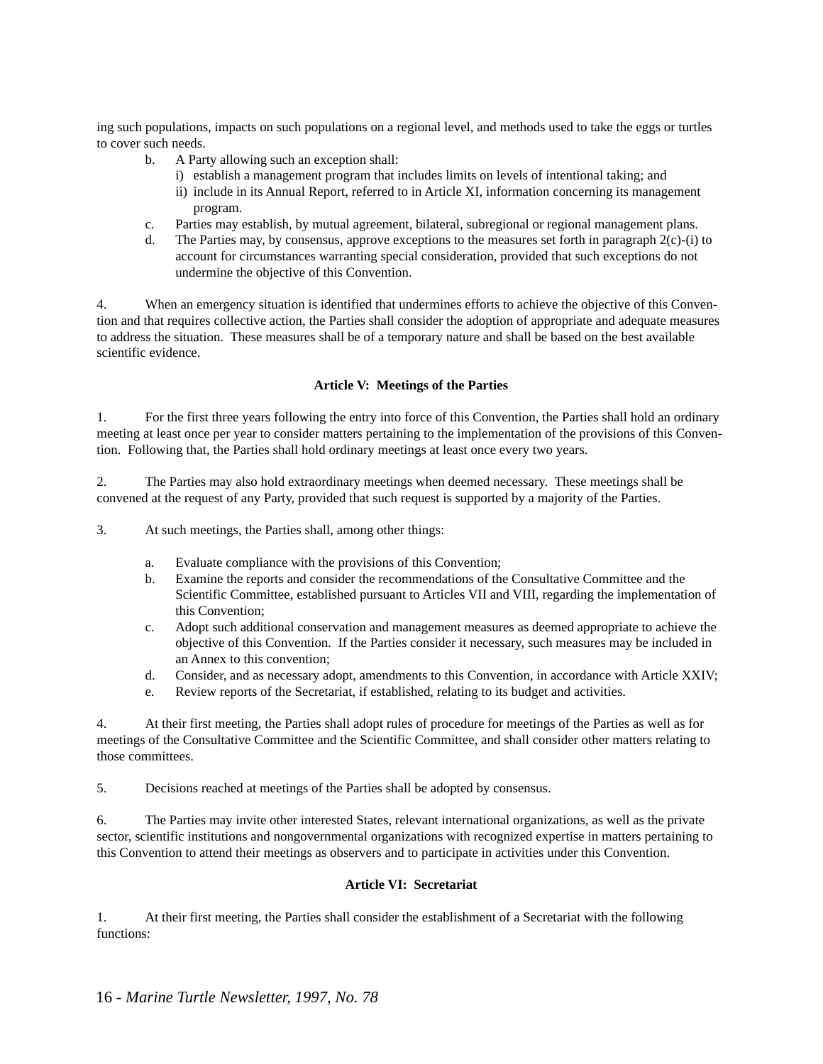ing such populations, impacts on such populations on a regional level, and methods used to take the eggs or turtles to cover such needs.

b. A Party allowing such an exception shall:
   i) establish a management program that includes limits on levels of intentional taking; and
   ii) include in its Annual Report, referred to in Article XI, information concerning its management program.

c. Parties may establish, by mutual agreement, bilateral, subregional or regional management plans.

d. The Parties may, by consensus, approve exceptions to the measures set forth in paragraph 2(c)-(i) to account for circumstances warranting special consideration, provided that such exceptions do not undermine the objective of this Convention.

4. When an emergency situation is identified that undermines efforts to achieve the objective of this Convention and that requires collective action, the Parties shall consider the adoption of appropriate and adequate measures to address the situation. These measures shall be of a temporary nature and shall be based on the best available scientific evidence.

**Article V: Meetings of the Parties**

1. For the first three years following the entry into force of this Convention, the Parties shall hold an ordinary meeting at least once per year to consider matters pertaining to the implementation of the provisions of this Convention. Following that, the Parties shall hold ordinary meetings at least once every two years.

2. The Parties may also hold extraordinary meetings when deemed necessary. These meetings shall be convened at the request of any Party, provided that such request is supported by a majority of the Parties.

3. At such meetings, the Parties shall, among other things:

a. Evaluate compliance with the provisions of this Convention;

b. Examine the reports and consider the recommendations of the Consultative Committee and the Scientific Committee, established pursuant to Articles VII and VIII, regarding the implementation of this Convention;

c. Adopt such additional conservation and management measures as deemed appropriate to achieve the objective of this Convention. If the Parties consider it necessary, such measures may be included in an Annex to this convention;

d. Consider, and as necessary adopt, amendments to this Convention, in accordance with Article XXIV;

e. Review reports of the Secretariat, if established, relating to its budget and activities.

4. At their first meeting, the Parties shall adopt rules of procedure for meetings of the Parties as well as for meetings of the Consultative Committee and the Scientific Committee, and shall consider other matters relating to those committees.

5. Decisions reached at meetings of the Parties shall be adopted by consensus.

6. The Parties may invite other interested States, relevant international organizations, as well as the private sector, scientific institutions and nongovernmental organizations with recognized expertise in matters pertaining to this Convention to attend their meetings as observers and to participate in activities under this Convention.

**Article VI: Secretariat**

1. At their first meeting, the Parties shall consider the establishment of a Secretariat with the following functions: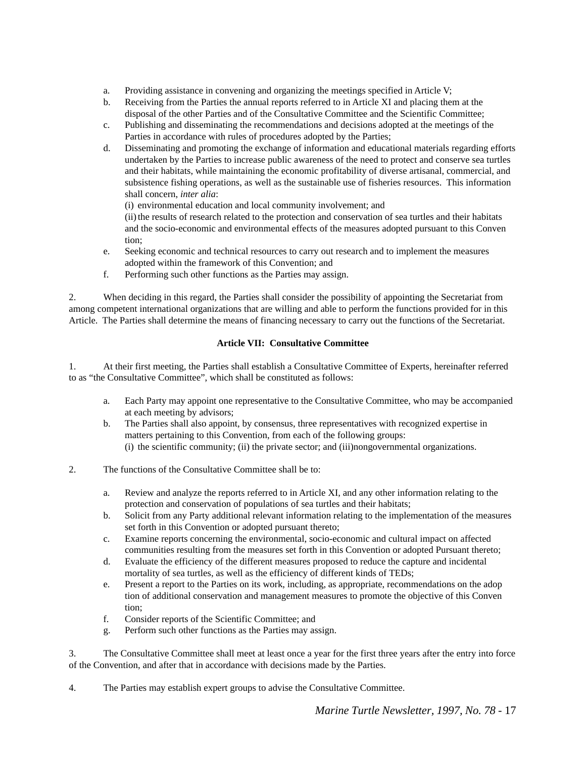a. Providing assistance in convening and organizing the meetings specified in Article V;
b. Receiving from the Parties the annual reports referred to in Article XI and placing them at the disposal of the other Parties and of the Consultative Committee and the Scientific Committee;
c. Publishing and disseminating the recommendations and decisions adopted at the meetings of the Parties in accordance with rules of procedures adopted by the Parties;
d. Disseminating and promoting the exchange of information and educational materials regarding efforts undertaken by the Parties to increase public awareness of the need to protect and conserve sea turtles and their habitats, while maintaining the economic profitability of diverse artisanal, commercial, and subsistence fishing operations, as well as the sustainable use of fisheries resources. This information shall concern, *inter alia*:
   (i) environmental education and local community involvement; and
   (ii) the results of research related to the protection and conservation of sea turtles and their habitats and the socio-economic and environmental effects of the measures adopted pursuant to this Convention;
e. Seeking economic and technical resources to carry out research and to implement the measures adopted within the framework of this Convention; and
f. Performing such other functions as the Parties may assign.

2. When deciding in this regard, the Parties shall consider the possibility of appointing the Secretariat from among competent international organizations that are willing and able to perform the functions provided for in this Article. The Parties shall determine the means of financing necessary to carry out the functions of the Secretariat.

**Article VII: Consultative Committee**

1. At their first meeting, the Parties shall establish a Consultative Committee of Experts, hereinafter referred to as “the Consultative Committee”, which shall be constituted as follows:

a. Each Party may appoint one representative to the Consultative Committee, who may be accompanied at each meeting by advisors;
b. The Parties shall also appoint, by consensus, three representatives with recognized expertise in matters pertaining to this Convention, from each of the following groups:
   (i) the scientific community; (ii) the private sector; and (iii)nongovernmental organizations.

2. The functions of the Consultative Committee shall be to:

a. Review and analyze the reports referred to in Article XI, and any other information relating to the protection and conservation of populations of sea turtles and their habitats;
b. Solicit from any Party additional relevant information relating to the implementation of the measures set forth in this Convention or adopted pursuant thereto;
c. Examine reports concerning the environmental, socio-economic and cultural impact on affected communities resulting from the measures set forth in this Convention or adopted Pursuant thereto;
d. Evaluate the efficiency of the different measures proposed to reduce the capture and incidental mortality of sea turtles, as well as the efficiency of different kinds of TEDs;
e. Present a report to the Parties on its work, including, as appropriate, recommendations on the adoption of additional conservation and management measures to promote the objective of this Convention;
f. Consider reports of the Scientific Committee; and
g. Perform such other functions as the Parties may assign.

3. The Consultative Committee shall meet at least once a year for the first three years after the entry into force of the Convention, and after that in accordance with decisions made by the Parties.

4. The Parties may establish expert groups to advise the Consultative Committee.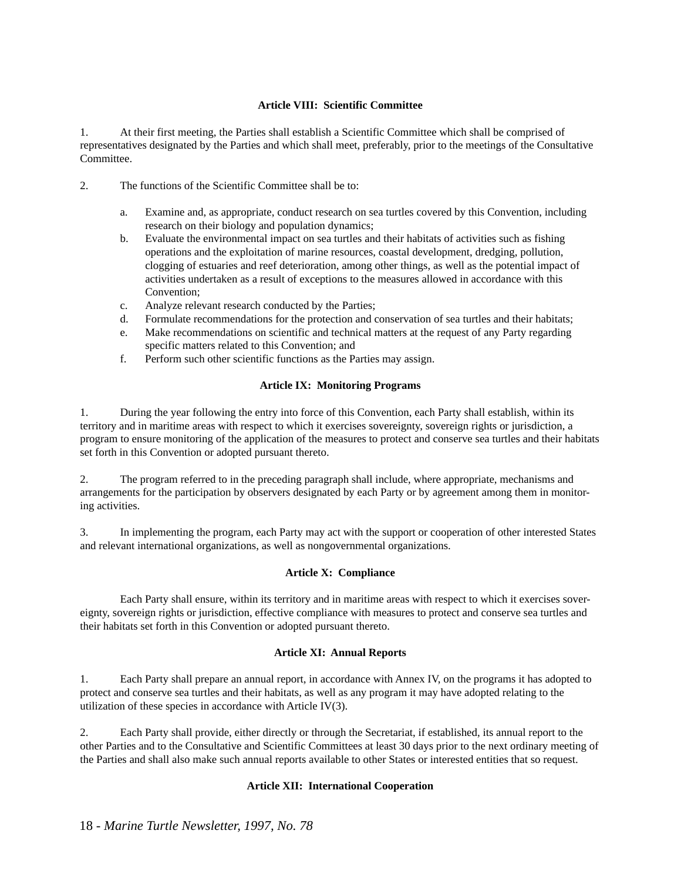### Article VIII: Scientific Committee

1. At their first meeting, the Parties shall establish a Scientific Committee which shall be comprised of representatives designated by the Parties and which shall meet, preferably, prior to the meetings of the Consultative Committee.

2. The functions of the Scientific Committee shall be to:

   a. Examine and, as appropriate, conduct research on sea turtles covered by this Convention, including research on their biology and population dynamics;
   b. Evaluate the environmental impact on sea turtles and their habitats of activities such as fishing operations and the exploitation of marine resources, coastal development, dredging, pollution, clogging of estuaries and reef deterioration, among other things, as well as the potential impact of activities undertaken as a result of exceptions to the measures allowed in accordance with this Convention;
   c. Analyze relevant research conducted by the Parties;
   d. Formulate recommendations for the protection and conservation of sea turtles and their habitats;
   e. Make recommendations on scientific and technical matters at the request of any Party regarding specific matters related to this Convention; and
   f. Perform such other scientific functions as the Parties may assign.

### Article IX: Monitoring Programs

1. During the year following the entry into force of this Convention, each Party shall establish, within its territory and in maritime areas with respect to which it exercises sovereignty, sovereign rights or jurisdiction, a program to ensure monitoring of the application of the measures to protect and conserve sea turtles and their habitats set forth in this Convention or adopted pursuant thereto.

2. The program referred to in the preceding paragraph shall include, where appropriate, mechanisms and arrangements for the participation by observers designated by each Party or by agreement among them in monitoring activities.

3. In implementing the program, each Party may act with the support or cooperation of other interested States and relevant international organizations, as well as nongovernmental organizations.

### Article X: Compliance

Each Party shall ensure, within its territory and in maritime areas with respect to which it exercises sovereignty, sovereign rights or jurisdiction, effective compliance with measures to protect and conserve sea turtles and their habitats set forth in this Convention or adopted pursuant thereto.

### Article XI: Annual Reports

1. Each Party shall prepare an annual report, in accordance with Annex IV, on the programs it has adopted to protect and conserve sea turtles and their habitats, as well as any program it may have adopted relating to the utilization of these species in accordance with Article IV(3).

2. Each Party shall provide, either directly or through the Secretariat, if established, its annual report to the other Parties and to the Consultative and Scientific Committees at least 30 days prior to the next ordinary meeting of the Parties and shall also make such annual reports available to other States or interested entities that so request.

### Article XII: International Cooperation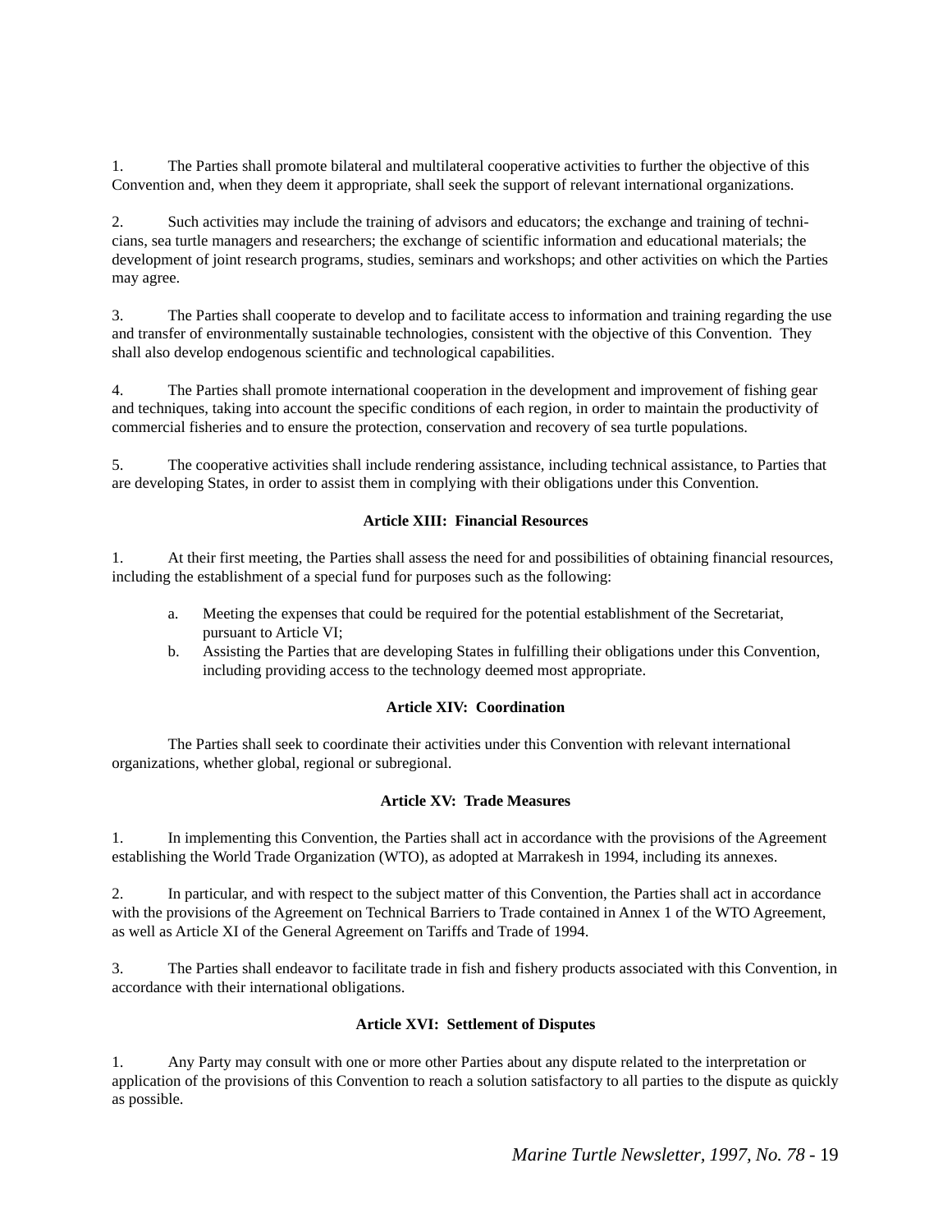1. The Parties shall promote bilateral and multilateral cooperative activities to further the objective of this Convention and, when they deem it appropriate, shall seek the support of relevant international organizations.

2. Such activities may include the training of advisors and educators; the exchange and training of technicians, sea turtle managers and researchers; the exchange of scientific information and educational materials; the development of joint research programs, studies, seminars and workshops; and other activities on which the Parties may agree.

3. The Parties shall cooperate to develop and to facilitate access to information and training regarding the use and transfer of environmentally sustainable technologies, consistent with the objective of this Convention. They shall also develop endogenous scientific and technological capabilities.

4. The Parties shall promote international cooperation in the development and improvement of fishing gear and techniques, taking into account the specific conditions of each region, in order to maintain the productivity of commercial fisheries and to ensure the protection, conservation and recovery of sea turtle populations.

5. The cooperative activities shall include rendering assistance, including technical assistance, to Parties that are developing States, in order to assist them in complying with their obligations under this Convention.

**Article XIII: Financial Resources**

1. At their first meeting, the Parties shall assess the need for and possibilities of obtaining financial resources, including the establishment of a special fund for purposes such as the following:

   a. Meeting the expenses that could be required for the potential establishment of the Secretariat, pursuant to Article VI;
   b. Assisting the Parties that are developing States in fulfilling their obligations under this Convention, including providing access to the technology deemed most appropriate.

**Article XIV: Coordination**

The Parties shall seek to coordinate their activities under this Convention with relevant international organizations, whether global, regional or subregional.

**Article XV: Trade Measures**

1. In implementing this Convention, the Parties shall act in accordance with the provisions of the Agreement establishing the World Trade Organization (WTO), as adopted at Marrakesh in 1994, including its annexes.

2. In particular, and with respect to the subject matter of this Convention, the Parties shall act in accordance with the provisions of the Agreement on Technical Barriers to Trade contained in Annex 1 of the WTO Agreement, as well as Article XI of the General Agreement on Tariffs and Trade of 1994.

3. The Parties shall endeavor to facilitate trade in fish and fishery products associated with this Convention, in accordance with their international obligations.

**Article XVI: Settlement of Disputes**

1. Any Party may consult with one or more other Parties about any dispute related to the interpretation or application of the provisions of this Convention to reach a solution satisfactory to all parties to the dispute as quickly as possible.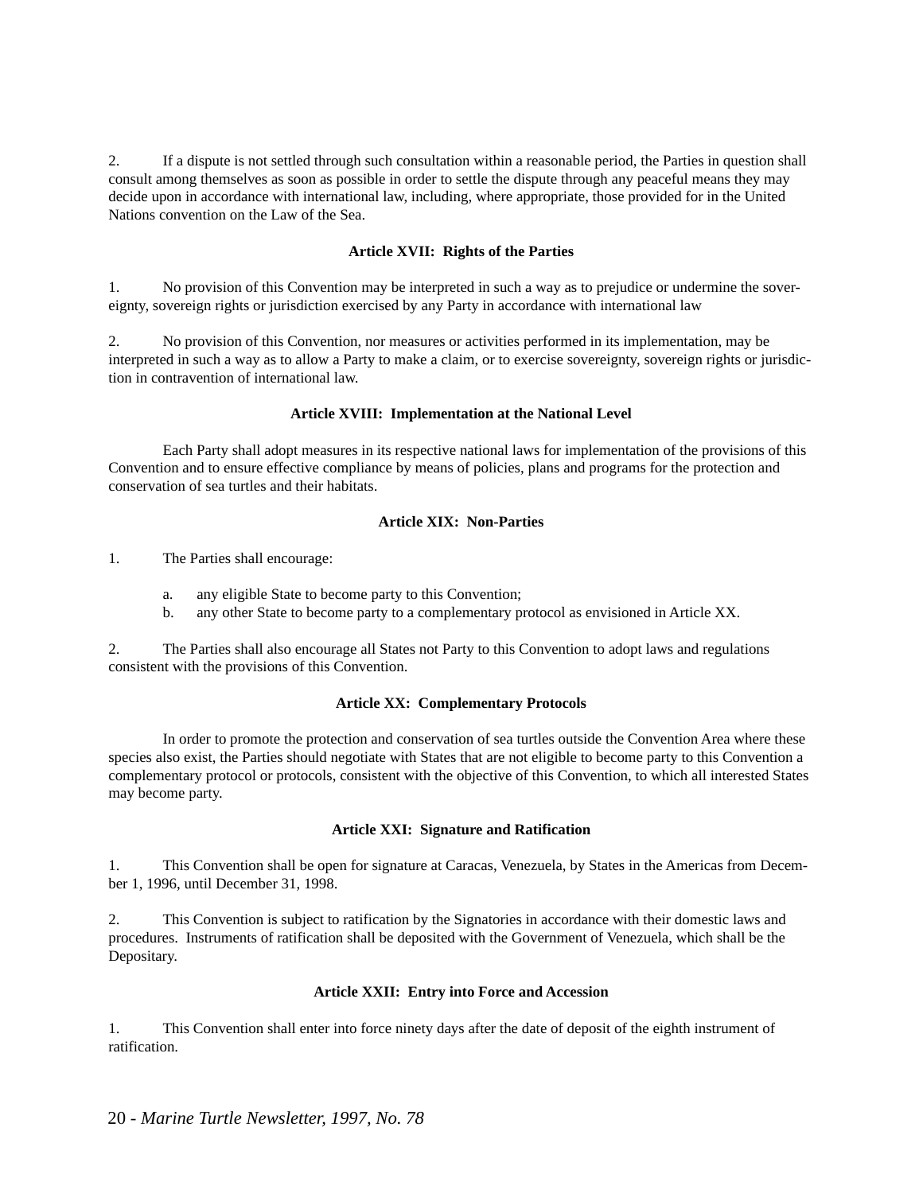2. If a dispute is not settled through such consultation within a reasonable period, the Parties in question shall consult among themselves as soon as possible in order to settle the dispute through any peaceful means they may decide upon in accordance with international law, including, where appropriate, those provided for in the United Nations convention on the Law of the Sea.

**Article XVII: Rights of the Parties**

1. No provision of this Convention may be interpreted in such a way as to prejudice or undermine the sovereignty, sovereign rights or jurisdiction exercised by any Party in accordance with international law

2. No provision of this Convention, nor measures or activities performed in its implementation, may be interpreted in such a way as to allow a Party to make a claim, or to exercise sovereignty, sovereign rights or jurisdiction in contravention of international law.

**Article XVIII: Implementation at the National Level**

Each Party shall adopt measures in its respective national laws for implementation of the provisions of this Convention and to ensure effective compliance by means of policies, plans and programs for the protection and conservation of sea turtles and their habitats.

**Article XIX: Non-Parties**

1. The Parties shall encourage:

   a. any eligible State to become party to this Convention;
   b. any other State to become party to a complementary protocol as envisioned in Article XX.

2. The Parties shall also encourage all States not Party to this Convention to adopt laws and regulations consistent with the provisions of this Convention.

**Article XX: Complementary Protocols**

In order to promote the protection and conservation of sea turtles outside the Convention Area where these species also exist, the Parties should negotiate with States that are not eligible to become party to this Convention a complementary protocol or protocols, consistent with the objective of this Convention, to which all interested States may become party.

**Article XXI: Signature and Ratification**

1. This Convention shall be open for signature at Caracas, Venezuela, by States in the Americas from December 1, 1996, until December 31, 1998.

2. This Convention is subject to ratification by the Signatories in accordance with their domestic laws and procedures. Instruments of ratification shall be deposited with the Government of Venezuela, which shall be the Depositary.

**Article XXII: Entry into Force and Accession**

1. This Convention shall enter into force ninety days after the date of deposit of the eighth instrument of ratification.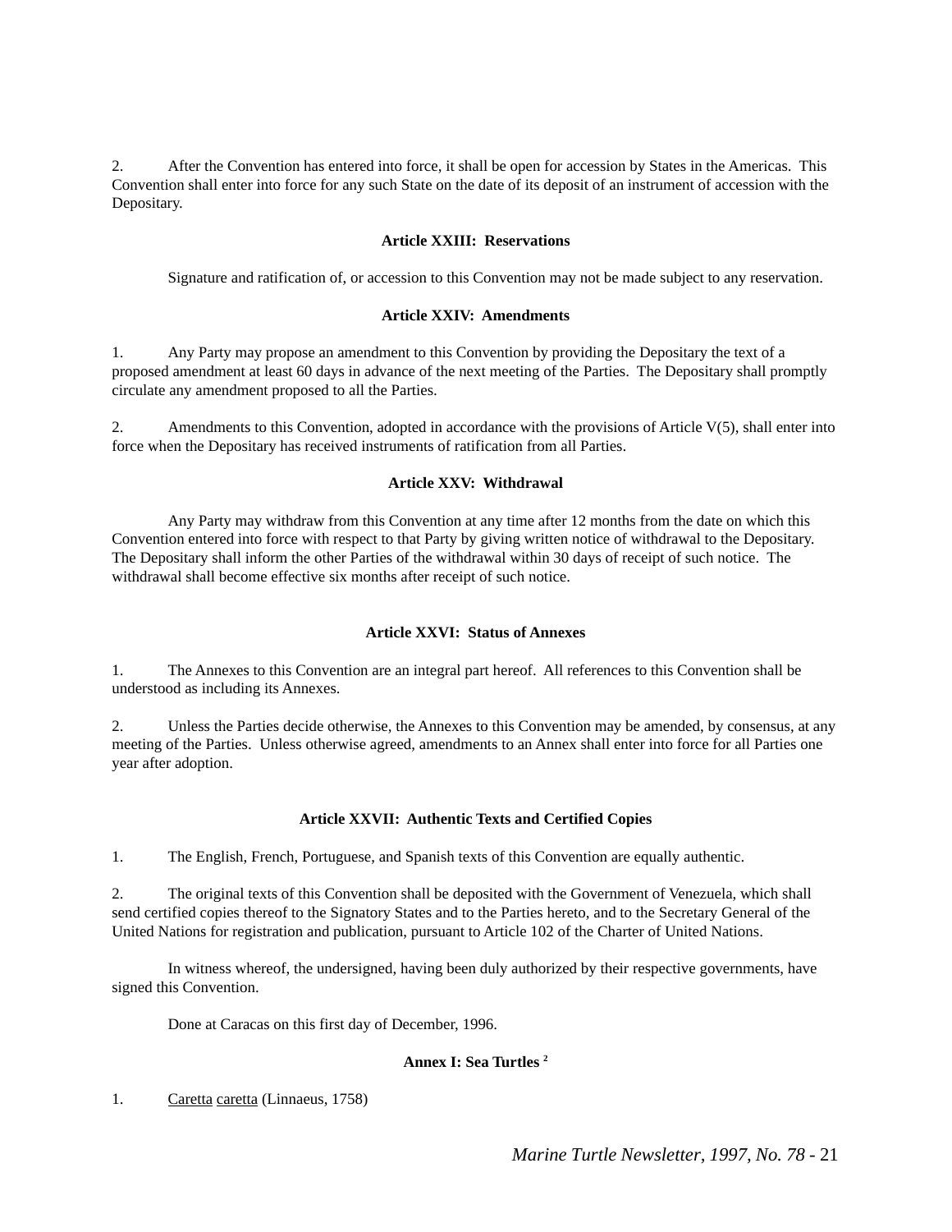2. After the Convention has entered into force, it shall be open for accession by States in the Americas. This Convention shall enter into force for any such State on the date of its deposit of an instrument of accession with the Depositary.

**Article XXIII: Reservations**

Signature and ratification of, or accession to this Convention may not be made subject to any reservation.

**Article XXIV: Amendments**

1. Any Party may propose an amendment to this Convention by providing the Depositary the text of a proposed amendment at least 60 days in advance of the next meeting of the Parties. The Depositary shall promptly circulate any amendment proposed to all the Parties.

2. Amendments to this Convention, adopted in accordance with the provisions of Article V(5), shall enter into force when the Depositary has received instruments of ratification from all Parties.

**Article XXV: Withdrawal**

Any Party may withdraw from this Convention at any time after 12 months from the date on which this Convention entered into force with respect to that Party by giving written notice of withdrawal to the Depositary. The Depositary shall inform the other Parties of the withdrawal within 30 days of receipt of such notice. The withdrawal shall become effective six months after receipt of such notice.

**Article XXVI: Status of Annexes**

1. The Annexes to this Convention are an integral part hereof. All references to this Convention shall be understood as including its Annexes.

2. Unless the Parties decide otherwise, the Annexes to this Convention may be amended, by consensus, at any meeting of the Parties. Unless otherwise agreed, amendments to an Annex shall enter into force for all Parties one year after adoption.

**Article XXVII: Authentic Texts and Certified Copies**

1. The English, French, Portuguese, and Spanish texts of this Convention are equally authentic.

2. The original texts of this Convention shall be deposited with the Government of Venezuela, which shall send certified copies thereof to the Signatory States and to the Parties hereto, and to the Secretary General of the United Nations for registration and publication, pursuant to Article 102 of the Charter of United Nations.

In witness whereof, the undersigned, having been duly authorized by their respective governments, have signed this Convention.

Done at Caracas on this first day of December, 1996.

**Annex I: Sea Turtles [2]**

1. Caretta caretta (Linnaeus, 1758)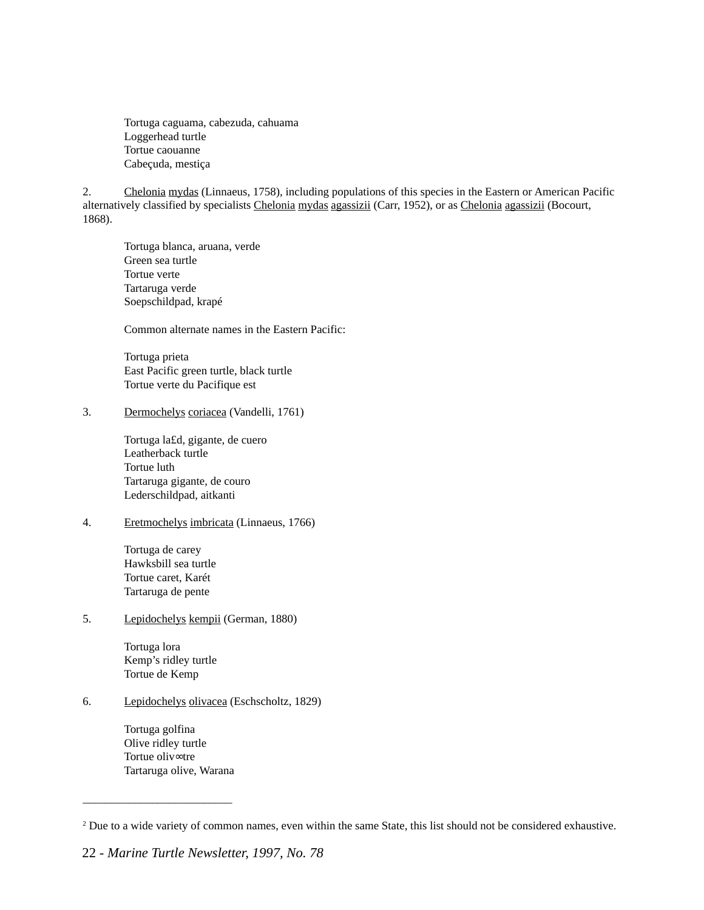Tortuga caguama, cabezuda, cahuama
Loggerhead turtle
Tortue caouanne
Cabeçuda, mestiça

2. Chelonia mydas (Linnaeus, 1758), including populations of this species in the Eastern or American Pacific alternatively classified by specialists Chelonia mydas agassizii (Carr, 1952), or as Chelonia agassizii (Bocourt, 1868).

Tortuga blanca, aruana, verde
Green sea turtle
Tortue verte
Tartaruga verde
Soepschildpad, krapé

Common alternate names in the Eastern Pacific:

Tortuga prieta
East Pacific green turtle, black turtle
Tortue verte du Pacifique est

3. Dermochelys coriacea (Vandelli, 1761)

Tortuga la£d, gigante, de cuero
Leatherback turtle
Tortue luth
Tartaruga gigante, de couro
Lederschildpad, aitkanti

4. Eretmochelys imbricata (Linnaeus, 1766)

Tortuga de carey
Hawksbill sea turtle
Tortue caret, Karét
Tartaruga de pente

5. Lepidochelys kempii (German, 1880)

Tortuga lora
Kemp's ridley turtle
Tortue de Kemp

6. Lepidochelys olivacea (Eschscholtz, 1829)

Tortuga golfina
Olive ridley turtle
Tortue oliv∞tre
Tartaruga olive, Warana

---

[2] Due to a wide variety of common names, even within the same State, this list should not be considered exhaustive.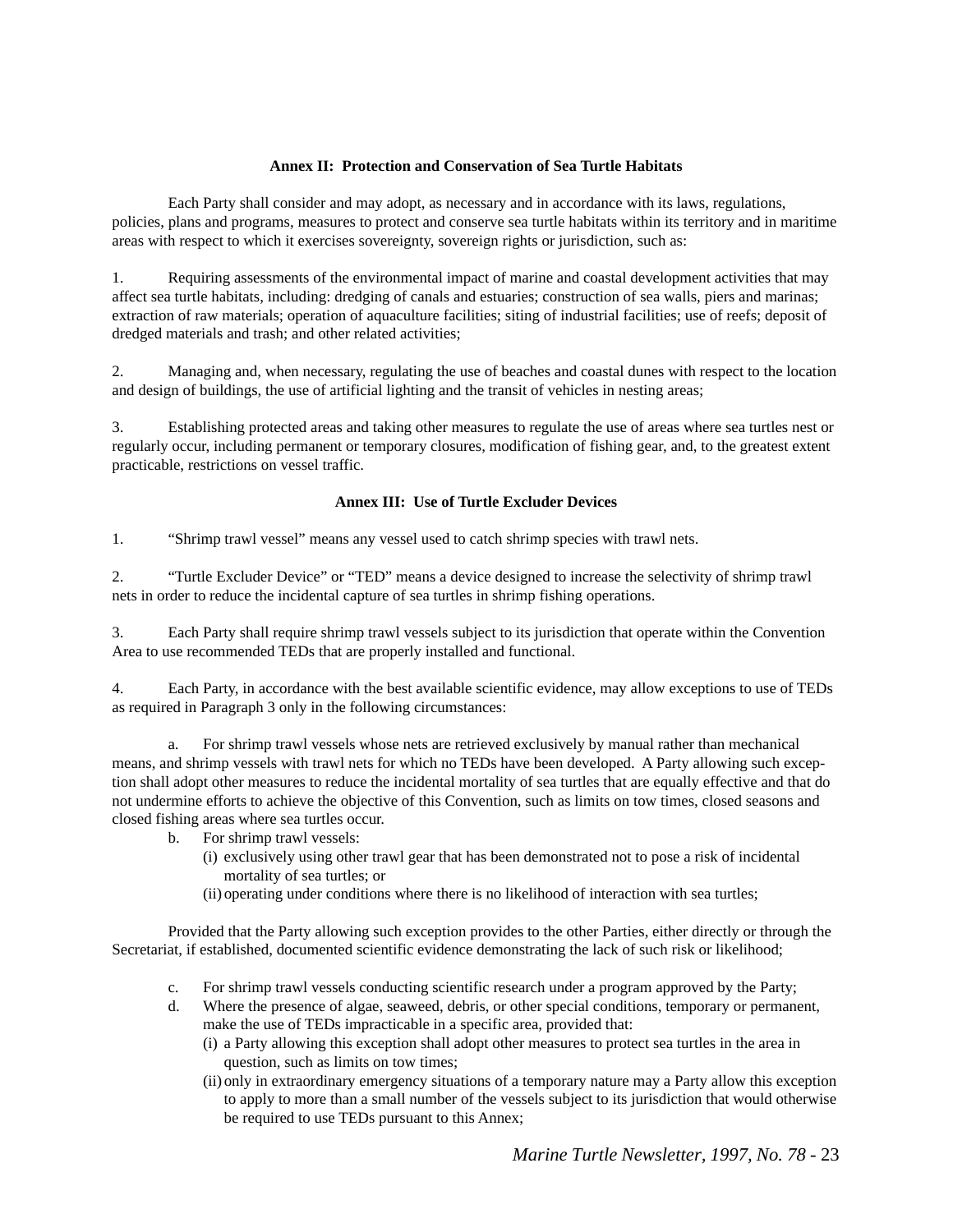**Annex II: Protection and Conservation of Sea Turtle Habitats**

Each Party shall consider and may adopt, as necessary and in accordance with its laws, regulations, policies, plans and programs, measures to protect and conserve sea turtle habitats within its territory and in maritime areas with respect to which it exercises sovereignty, sovereign rights or jurisdiction, such as:

1. Requiring assessments of the environmental impact of marine and coastal development activities that may affect sea turtle habitats, including: dredging of canals and estuaries; construction of sea walls, piers and marinas; extraction of raw materials; operation of aquaculture facilities; siting of industrial facilities; use of reefs; deposit of dredged materials and trash; and other related activities;

2. Managing and, when necessary, regulating the use of beaches and coastal dunes with respect to the location and design of buildings, the use of artificial lighting and the transit of vehicles in nesting areas;

3. Establishing protected areas and taking other measures to regulate the use of areas where sea turtles nest or regularly occur, including permanent or temporary closures, modification of fishing gear, and, to the greatest extent practicable, restrictions on vessel traffic.

**Annex III: Use of Turtle Excluder Devices**

1. "Shrimp trawl vessel" means any vessel used to catch shrimp species with trawl nets.

2. "Turtle Excluder Device" or "TED" means a device designed to increase the selectivity of shrimp trawl nets in order to reduce the incidental capture of sea turtles in shrimp fishing operations.

3. Each Party shall require shrimp trawl vessels subject to its jurisdiction that operate within the Convention Area to use recommended TEDs that are properly installed and functional.

4. Each Party, in accordance with the best available scientific evidence, may allow exceptions to use of TEDs as required in Paragraph 3 only in the following circumstances:

a. For shrimp trawl vessels whose nets are retrieved exclusively by manual rather than mechanical means, and shrimp vessels with trawl nets for which no TEDs have been developed. A Party allowing such exception shall adopt other measures to reduce the incidental mortality of sea turtles that are equally effective and that do not undermine efforts to achieve the objective of this Convention, such as limits on tow times, closed seasons and closed fishing areas where sea turtles occur.

b. For shrimp trawl vessels:
   (i) exclusively using other trawl gear that has been demonstrated not to pose a risk of incidental mortality of sea turtles; or
   (ii) operating under conditions where there is no likelihood of interaction with sea turtles;

Provided that the Party allowing such exception provides to the other Parties, either directly or through the Secretariat, if established, documented scientific evidence demonstrating the lack of such risk or likelihood;

c. For shrimp trawl vessels conducting scientific research under a program approved by the Party;

d. Where the presence of algae, seaweed, debris, or other special conditions, temporary or permanent, make the use of TEDs impracticable in a specific area, provided that:
   (i) a Party allowing this exception shall adopt other measures to protect sea turtles in the area in question, such as limits on tow times;
   (ii) only in extraordinary emergency situations of a temporary nature may a Party allow this exception to apply to more than a small number of the vessels subject to its jurisdiction that would otherwise be required to use TEDs pursuant to this Annex;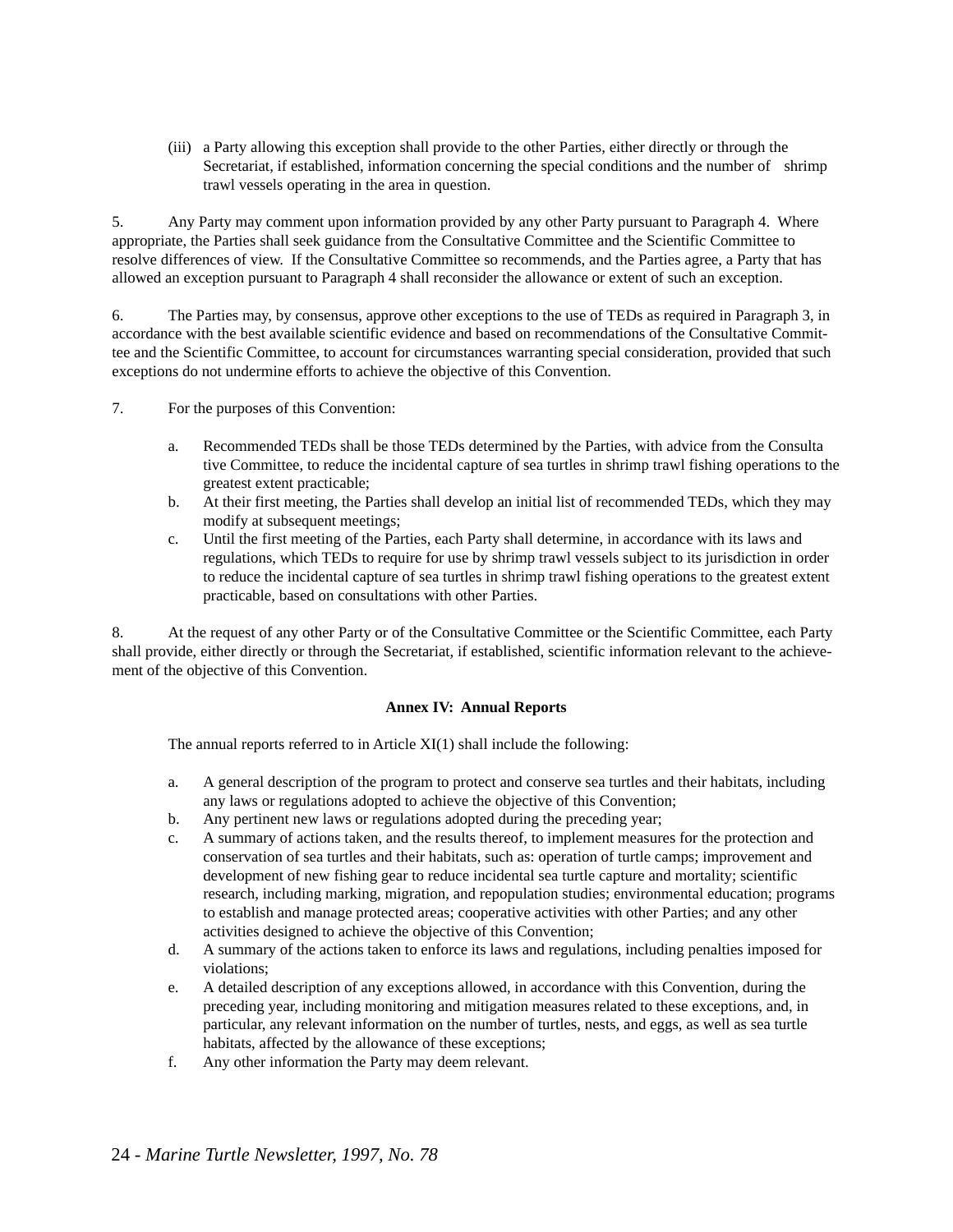(iii) a Party allowing this exception shall provide to the other Parties, either directly or through the Secretariat, if established, information concerning the special conditions and the number of shrimp trawl vessels operating in the area in question.

5. Any Party may comment upon information provided by any other Party pursuant to Paragraph 4. Where appropriate, the Parties shall seek guidance from the Consultative Committee and the Scientific Committee to resolve differences of view. If the Consultative Committee so recommends, and the Parties agree, a Party that has allowed an exception pursuant to Paragraph 4 shall reconsider the allowance or extent of such an exception.

6. The Parties may, by consensus, approve other exceptions to the use of TEDs as required in Paragraph 3, in accordance with the best available scientific evidence and based on recommendations of the Consultative Committee and the Scientific Committee, to account for circumstances warranting special consideration, provided that such exceptions do not undermine efforts to achieve the objective of this Convention.

7. For the purposes of this Convention:

a. Recommended TEDs shall be those TEDs determined by the Parties, with advice from the Consultative Committee, to reduce the incidental capture of sea turtles in shrimp trawl fishing operations to the greatest extent practicable;
b. At their first meeting, the Parties shall develop an initial list of recommended TEDs, which they may modify at subsequent meetings;
c. Until the first meeting of the Parties, each Party shall determine, in accordance with its laws and regulations, which TEDs to require for use by shrimp trawl vessels subject to its jurisdiction in order to reduce the incidental capture of sea turtles in shrimp trawl fishing operations to the greatest extent practicable, based on consultations with other Parties.

8. At the request of any other Party or of the Consultative Committee or the Scientific Committee, each Party shall provide, either directly or through the Secretariat, if established, scientific information relevant to the achievement of the objective of this Convention.

**Annex IV: Annual Reports**

The annual reports referred to in Article XI(1) shall include the following:

a. A general description of the program to protect and conserve sea turtles and their habitats, including any laws or regulations adopted to achieve the objective of this Convention;
b. Any pertinent new laws or regulations adopted during the preceding year;
c. A summary of actions taken, and the results thereof, to implement measures for the protection and conservation of sea turtles and their habitats, such as: operation of turtle camps; improvement and development of new fishing gear to reduce incidental sea turtle capture and mortality; scientific research, including marking, migration, and repopulation studies; environmental education; programs to establish and manage protected areas; cooperative activities with other Parties; and any other activities designed to achieve the objective of this Convention;
d. A summary of the actions taken to enforce its laws and regulations, including penalties imposed for violations;
e. A detailed description of any exceptions allowed, in accordance with this Convention, during the preceding year, including monitoring and mitigation measures related to these exceptions, and, in particular, any relevant information on the number of turtles, nests, and eggs, as well as sea turtle habitats, affected by the allowance of these exceptions;
f. Any other information the Party may deem relevant.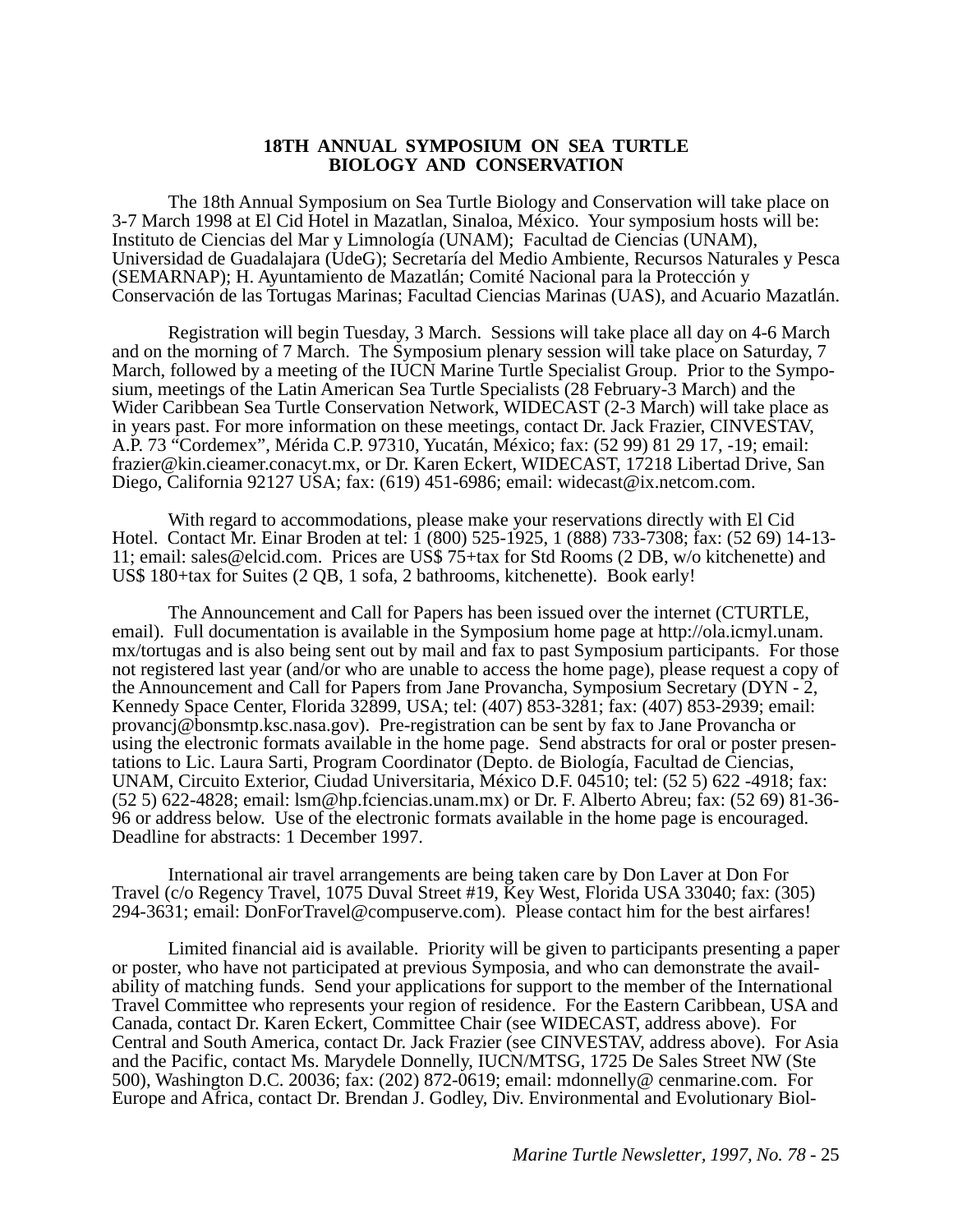## 18TH ANNUAL SYMPOSIUM ON SEA TURTLE BIOLOGY AND CONSERVATION

The 18th Annual Symposium on Sea Turtle Biology and Conservation will take place on 3-7 March 1998 at El Cid Hotel in Mazatlan, Sinaloa, México. Your symposium hosts will be: Instituto de Ciencias del Mar y Limnología (UNAM); Facultad de Ciencias (UNAM), Universidad de Guadalajara (UdeG); Secretaría del Medio Ambiente, Recursos Naturales y Pesca (SEMARNAP); H. Ayuntamiento de Mazatlán; Comité Nacional para la Protección y Conservación de las Tortugas Marinas; Facultad Ciencias Marinas (UAS), and Acuario Mazatlán.

Registration will begin Tuesday, 3 March. Sessions will take place all day on 4-6 March and on the morning of 7 March. The Symposium plenary session will take place on Saturday, 7 March, followed by a meeting of the IUCN Marine Turtle Specialist Group. Prior to the Symposium, meetings of the Latin American Sea Turtle Specialists (28 February-3 March) and the Wider Caribbean Sea Turtle Conservation Network, WIDECAST (2-3 March) will take place as in years past. For more information on these meetings, contact Dr. Jack Frazier, CINVESTAV, A.P. 73 "Cordemex", Mérida C.P. 97310, Yucatán, México; fax: (52 99) 81 29 17, -19; email: frazier@kin.cieamer.conacyt.mx, or Dr. Karen Eckert, WIDECAST, 17218 Libertad Drive, San Diego, California 92127 USA; fax: (619) 451-6986; email: widecast@ix.netcom.com.

With regard to accommodations, please make your reservations directly with El Cid Hotel. Contact Mr. Einar Broden at tel: 1 (800) 525-1925, 1 (888) 733-7308; fax: (52 69) 14-13-11; email: sales@elcid.com. Prices are US$ 75+tax for Std Rooms (2 DB, w/o kitchenette) and US$ 180+tax for Suites (2 QB, 1 sofa, 2 bathrooms, kitchenette). Book early!

The Announcement and Call for Papers has been issued over the internet (CTURTLE, email). Full documentation is available in the Symposium home page at http://ola.icmyl.unam.mx/tortugas and is also being sent out by mail and fax to past Symposium participants. For those not registered last year (and/or who are unable to access the home page), please request a copy of the Announcement and Call for Papers from Jane Provancha, Symposium Secretary (DYN - 2, Kennedy Space Center, Florida 32899, USA; tel: (407) 853-3281; fax: (407) 853-2939; email: provancj@bonsmtp.ksc.nasa.gov). Pre-registration can be sent by fax to Jane Provancha or using the electronic formats available in the home page. Send abstracts for oral or poster presentations to Lic. Laura Sarti, Program Coordinator (Depto. de Biología, Facultad de Ciencias, UNAM, Circuito Exterior, Ciudad Universitaria, México D.F. 04510; tel: (52 5) 622 -4918; fax: (52 5) 622-4828; email: lsm@hp.fciencias.unam.mx) or Dr. F. Alberto Abreu; fax: (52 69) 81-36-96 or address below. Use of the electronic formats available in the home page is encouraged. Deadline for abstracts: 1 December 1997.

International air travel arrangements are being taken care by Don Laver at Don For Travel (c/o Regency Travel, 1075 Duval Street #19, Key West, Florida USA 33040; fax: (305) 294-3631; email: DonForTravel@compuserve.com). Please contact him for the best airfares!

Limited financial aid is available. Priority will be given to participants presenting a paper or poster, who have not participated at previous Symposia, and who can demonstrate the availability of matching funds. Send your applications for support to the member of the International Travel Committee who represents your region of residence. For the Eastern Caribbean, USA and Canada, contact Dr. Karen Eckert, Committee Chair (see WIDECAST, address above). For Central and South America, contact Dr. Jack Frazier (see CINVESTAV, address above). For Asia and the Pacific, contact Ms. Marydele Donnelly, IUCN/MTSG, 1725 De Sales Street NW (Ste 500), Washington D.C. 20036; fax: (202) 872-0619; email: mdonnelly@ cenmarine.com. For Europe and Africa, contact Dr. Brendan J. Godley, Div. Environmental and Evolutionary Biol-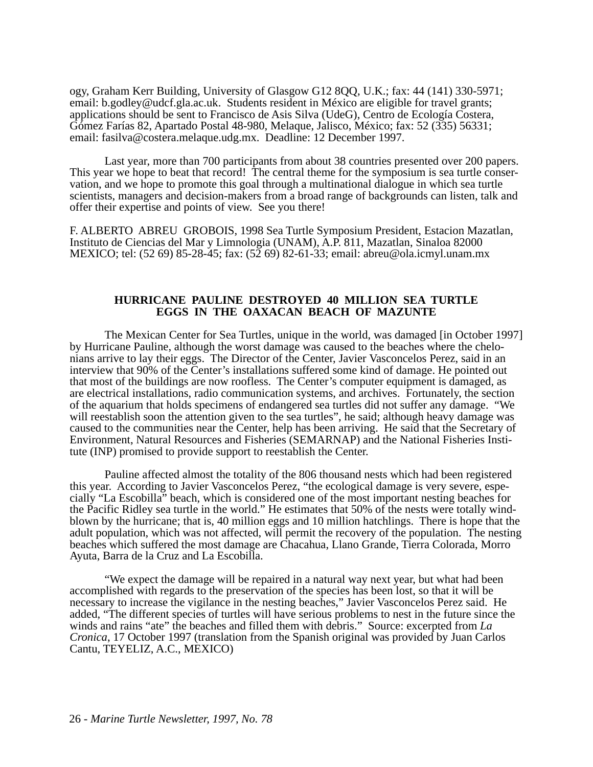ogy, Graham Kerr Building, University of Glasgow G12 8QQ, U.K.; fax: 44 (141) 330-5971; email: b.godley@udcf.gla.ac.uk. Students resident in México are eligible for travel grants; applications should be sent to Francisco de Asis Silva (UdeG), Centro de Ecología Costera, Gómez Farías 82, Apartado Postal 48-980, Melaque, Jalisco, México; fax: 52 (335) 56331; email: fasilva@costera.melaque.udg.mx. Deadline: 12 December 1997.

Last year, more than 700 participants from about 38 countries presented over 200 papers. This year we hope to beat that record! The central theme for the symposium is sea turtle conservation, and we hope to promote this goal through a multinational dialogue in which sea turtle scientists, managers and decision-makers from a broad range of backgrounds can listen, talk and offer their expertise and points of view. See you there!

F. ALBERTO ABREU GROBOIS, 1998 Sea Turtle Symposium President, Estacion Mazatlan, Instituto de Ciencias del Mar y Limnologia (UNAM), A.P. 811, Mazatlan, Sinaloa 82000 MEXICO; tel: (52 69) 85-28-45; fax: (52 69) 82-61-33; email: abreu@ola.icmyl.unam.mx

## HURRICANE PAULINE DESTROYED 40 MILLION SEA TURTLE EGGS IN THE OAXACAN BEACH OF MAZUNTE

The Mexican Center for Sea Turtles, unique in the world, was damaged [in October 1997] by Hurricane Pauline, although the worst damage was caused to the beaches where the chelonians arrive to lay their eggs. The Director of the Center, Javier Vasconcelos Perez, said in an interview that 90% of the Center's installations suffered some kind of damage. He pointed out that most of the buildings are now roofless. The Center's computer equipment is damaged, as are electrical installations, radio communication systems, and archives. Fortunately, the section of the aquarium that holds specimens of endangered sea turtles did not suffer any damage. "We will reestablish soon the attention given to the sea turtles", he said; although heavy damage was caused to the communities near the Center, help has been arriving. He said that the Secretary of Environment, Natural Resources and Fisheries (SEMARNAP) and the National Fisheries Institute (INP) promised to provide support to reestablish the Center.

Pauline affected almost the totality of the 806 thousand nests which had been registered this year. According to Javier Vasconcelos Perez, "the ecological damage is very severe, especially "La Escobilla" beach, which is considered one of the most important nesting beaches for the Pacific Ridley sea turtle in the world." He estimates that 50% of the nests were totally windblown by the hurricane; that is, 40 million eggs and 10 million hatchlings. There is hope that the adult population, which was not affected, will permit the recovery of the population. The nesting beaches which suffered the most damage are Chacahua, Llano Grande, Tierra Colorada, Morro Ayuta, Barra de la Cruz and La Escobilla.

"We expect the damage will be repaired in a natural way next year, but what had been accomplished with regards to the preservation of the species has been lost, so that it will be necessary to increase the vigilance in the nesting beaches," Javier Vasconcelos Perez said. He added, "The different species of turtles will have serious problems to nest in the future since the winds and rains "ate" the beaches and filled them with debris." Source: excerpted from *La Cronica*, 17 October 1997 (translation from the Spanish original was provided by Juan Carlos Cantu, TEYELIZ, A.C., MEXICO)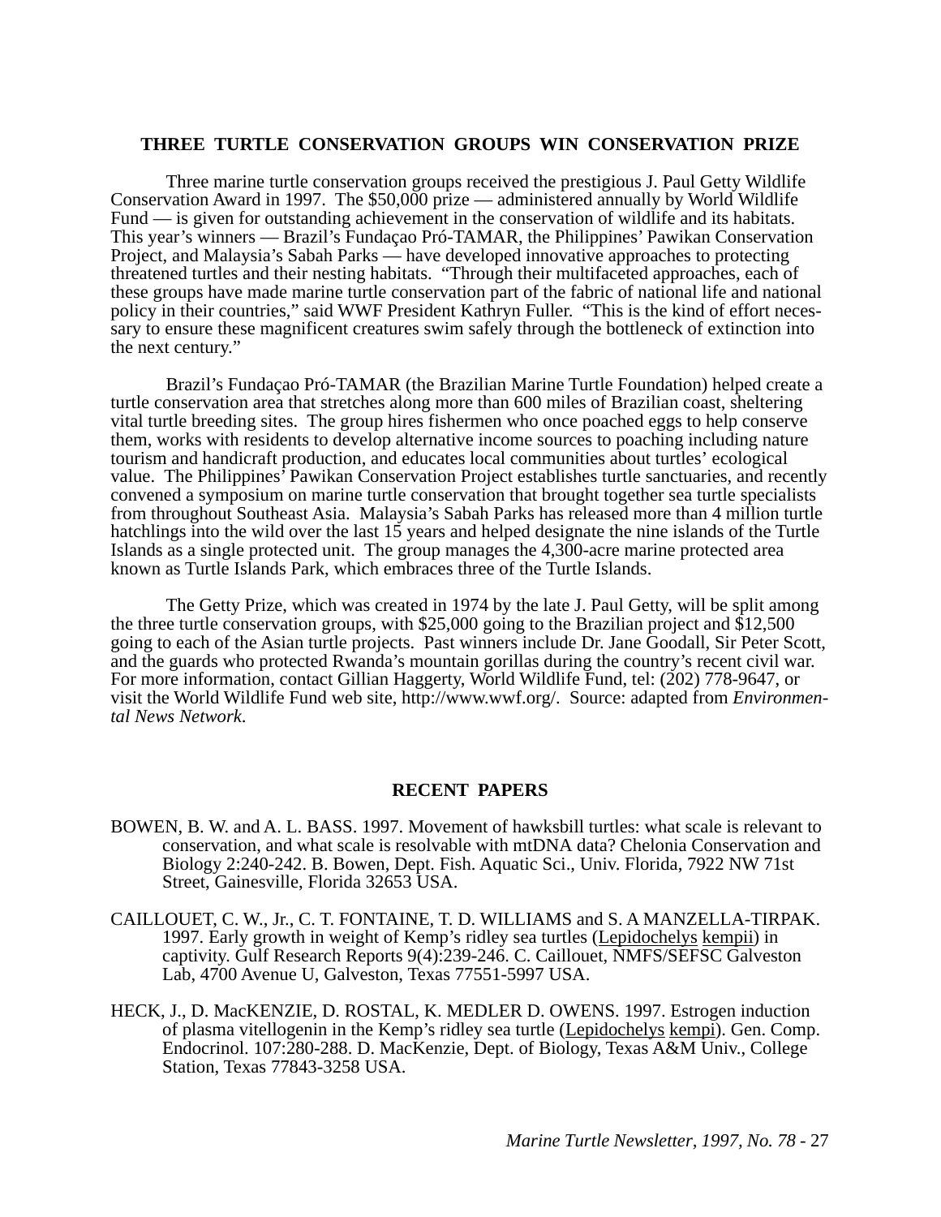## THREE TURTLE CONSERVATION GROUPS WIN CONSERVATION PRIZE

Three marine turtle conservation groups received the prestigious J. Paul Getty Wildlife Conservation Award in 1997. The $50,000 prize — administered annually by World Wildlife Fund — is given for outstanding achievement in the conservation of wildlife and its habitats. This year's winners — Brazil's Fundaçao Pró-TAMAR, the Philippines' Pawikan Conservation Project, and Malaysia's Sabah Parks — have developed innovative approaches to protecting threatened turtles and their nesting habitats. "Through their multifaceted approaches, each of these groups have made marine turtle conservation part of the fabric of national life and national policy in their countries," said WWF President Kathryn Fuller. "This is the kind of effort necessary to ensure these magnificent creatures swim safely through the bottleneck of extinction into the next century."

Brazil's Fundaçao Pró-TAMAR (the Brazilian Marine Turtle Foundation) helped create a turtle conservation area that stretches along more than 600 miles of Brazilian coast, sheltering vital turtle breeding sites. The group hires fishermen who once poached eggs to help conserve them, works with residents to develop alternative income sources to poaching including nature tourism and handicraft production, and educates local communities about turtles' ecological value. The Philippines' Pawikan Conservation Project establishes turtle sanctuaries, and recently convened a symposium on marine turtle conservation that brought together sea turtle specialists from throughout Southeast Asia. Malaysia's Sabah Parks has released more than 4 million turtle hatchlings into the wild over the last 15 years and helped designate the nine islands of the Turtle Islands as a single protected unit. The group manages the 4,300-acre marine protected area known as Turtle Islands Park, which embraces three of the Turtle Islands.

The Getty Prize, which was created in 1974 by the late J. Paul Getty, will be split among the three turtle conservation groups, with $25,000 going to the Brazilian project and $12,500 going to each of the Asian turtle projects. Past winners include Dr. Jane Goodall, Sir Peter Scott, and the guards who protected Rwanda's mountain gorillas during the country's recent civil war. For more information, contact Gillian Haggerty, World Wildlife Fund, tel: (202) 778-9647, or visit the World Wildlife Fund web site, http://www.wwf.org/. Source: adapted from *Environmental News Network*.

## RECENT PAPERS

BOWEN, B. W. and A. L. BASS. 1997. Movement of hawksbill turtles: what scale is relevant to conservation, and what scale is resolvable with mtDNA data? Chelonia Conservation and Biology 2:240-242. B. Bowen, Dept. Fish. Aquatic Sci., Univ. Florida, 7922 NW 71st Street, Gainesville, Florida 32653 USA.

CAILLOUET, C. W., Jr., C. T. FONTAINE, T. D. WILLIAMS and S. A MANZELLA-TIRPAK. 1997. Early growth in weight of Kemp's ridley sea turtles (Lepidochelys kempii) in captivity. Gulf Research Reports 9(4):239-246. C. Caillouet, NMFS/SEFSC Galveston Lab, 4700 Avenue U, Galveston, Texas 77551-5997 USA.

HECK, J., D. MacKENZIE, D. ROSTAL, K. MEDLER D. OWENS. 1997. Estrogen induction of plasma vitellogenin in the Kemp's ridley sea turtle (Lepidochelys kempi). Gen. Comp. Endocrinol. 107:280-288. D. MacKenzie, Dept. of Biology, Texas A&M Univ., College Station, Texas 77843-3258 USA.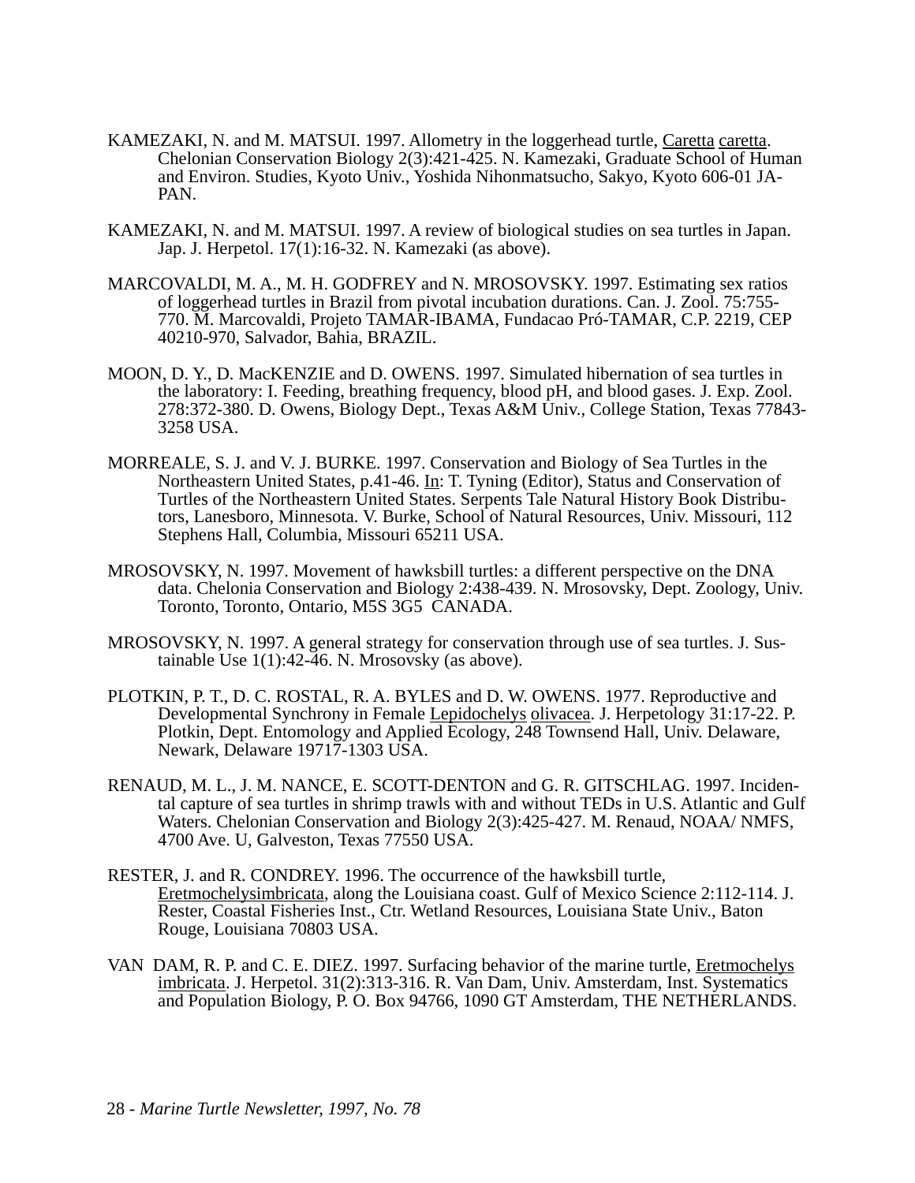KAMEZAKI, N. and M. MATSUI. 1997. Allometry in the loggerhead turtle, Caretta caretta. Chelonian Conservation Biology 2(3):421-425. N. Kamezaki, Graduate School of Human and Environ. Studies, Kyoto Univ., Yoshida Nihonmatsucho, Sakyo, Kyoto 606-01 JAPAN.

KAMEZAKI, N. and M. MATSUI. 1997. A review of biological studies on sea turtles in Japan. Jap. J. Herpetol. 17(1):16-32. N. Kamezaki (as above).

MARCOVALDI, M. A., M. H. GODFREY and N. MROSOVSKY. 1997. Estimating sex ratios of loggerhead turtles in Brazil from pivotal incubation durations. Can. J. Zool. 75:755-770. M. Marcovaldi, Projeto TAMAR-IBAMA, Fundacao Pró-TAMAR, C.P. 2219, CEP 40210-970, Salvador, Bahia, BRAZIL.

MOON, D. Y., D. MacKENZIE and D. OWENS. 1997. Simulated hibernation of sea turtles in the laboratory: I. Feeding, breathing frequency, blood pH, and blood gases. J. Exp. Zool. 278:372-380. D. Owens, Biology Dept., Texas A&M Univ., College Station, Texas 77843-3258 USA.

MORREALE, S. J. and V. J. BURKE. 1997. Conservation and Biology of Sea Turtles in the Northeastern United States, p.41-46. In: T. Tyning (Editor), Status and Conservation of Turtles of the Northeastern United States. Serpents Tale Natural History Book Distributors, Lanesboro, Minnesota. V. Burke, School of Natural Resources, Univ. Missouri, 112 Stephens Hall, Columbia, Missouri 65211 USA.

MROSOVSKY, N. 1997. Movement of hawksbill turtles: a different perspective on the DNA data. Chelonia Conservation and Biology 2:438-439. N. Mrosovsky, Dept. Zoology, Univ. Toronto, Toronto, Ontario, M5S 3G5 CANADA.

MROSOVSKY, N. 1997. A general strategy for conservation through use of sea turtles. J. Sustainable Use 1(1):42-46. N. Mrosovsky (as above).

PLOTKIN, P. T., D. C. ROSTAL, R. A. BYLES and D. W. OWENS. 1977. Reproductive and Developmental Synchrony in Female Lepidochelys olivacea. J. Herpetology 31:17-22. P. Plotkin, Dept. Entomology and Applied Ecology, 248 Townsend Hall, Univ. Delaware, Newark, Delaware 19717-1303 USA.

RENAUD, M. L., J. M. NANCE, E. SCOTT-DENTON and G. R. GITSCHLAG. 1997. Incidental capture of sea turtles in shrimp trawls with and without TEDs in U.S. Atlantic and Gulf Waters. Chelonian Conservation and Biology 2(3):425-427. M. Renaud, NOAA/ NMFS, 4700 Ave. U, Galveston, Texas 77550 USA.

RESTER, J. and R. CONDREY. 1996. The occurrence of the hawksbill turtle, Eretmochelysimbricata, along the Louisiana coast. Gulf of Mexico Science 2:112-114. J. Rester, Coastal Fisheries Inst., Ctr. Wetland Resources, Louisiana State Univ., Baton Rouge, Louisiana 70803 USA.

VAN DAM, R. P. and C. E. DIEZ. 1997. Surfacing behavior of the marine turtle, Eretmochelys imbricata. J. Herpetol. 31(2):313-316. R. Van Dam, Univ. Amsterdam, Inst. Systematics and Population Biology, P. O. Box 94766, 1090 GT Amsterdam, THE NETHERLANDS.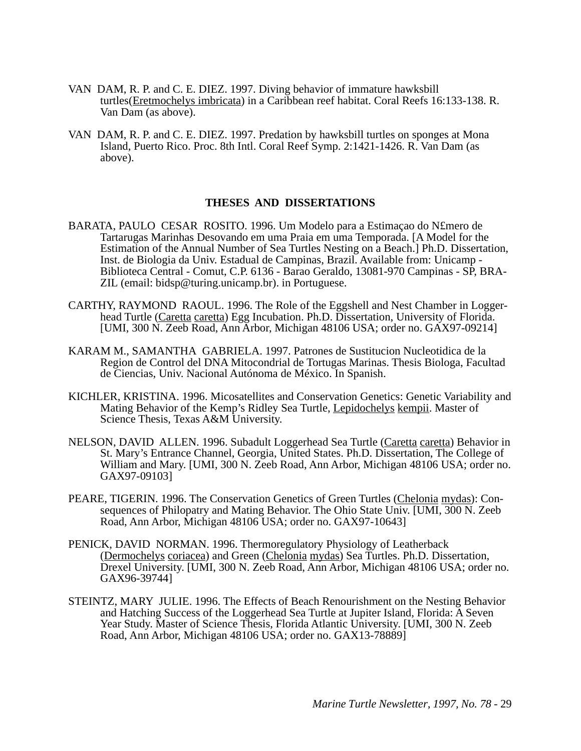VAN DAM, R. P. and C. E. DIEZ. 1997. Diving behavior of immature hawksbill turtles(Eretmochelys imbricata) in a Caribbean reef habitat. Coral Reefs 16:133-138. R. Van Dam (as above).

VAN DAM, R. P. and C. E. DIEZ. 1997. Predation by hawksbill turtles on sponges at Mona Island, Puerto Rico. Proc. 8th Intl. Coral Reef Symp. 2:1421-1426. R. Van Dam (as above).

## THESES AND DISSERTATIONS

BARATA, PAULO CESAR ROSITO. 1996. Um Modelo para a Estimaçao do N£mero de Tartarugas Marinhas Desovando em uma Praia em uma Temporada. [A Model for the Estimation of the Annual Number of Sea Turtles Nesting on a Beach.] Ph.D. Dissertation, Inst. de Biologia da Univ. Estadual de Campinas, Brazil. Available from: Unicamp - Biblioteca Central - Comut, C.P. 6136 - Barao Geraldo, 13081-970 Campinas - SP, BRAZIL (email: bidsp@turing.unicamp.br). in Portuguese.

CARTHY, RAYMOND RAOUL. 1996. The Role of the Eggshell and Nest Chamber in Loggerhead Turtle (Caretta caretta) Egg Incubation. Ph.D. Dissertation, University of Florida. [UMI, 300 N. Zeeb Road, Ann Arbor, Michigan 48106 USA; order no. GAX97-09214]

KARAM M., SAMANTHA GABRIELA. 1997. Patrones de Sustitucion Nucleotidica de la Region de Control del DNA Mitocondrial de Tortugas Marinas. Thesis Biologa, Facultad de Ciencias, Univ. Nacional Autónoma de México. In Spanish.

KICHLER, KRISTINA. 1996. Micosatellites and Conservation Genetics: Genetic Variability and Mating Behavior of the Kemp's Ridley Sea Turtle, Lepidochelys kempii. Master of Science Thesis, Texas A&M University.

NELSON, DAVID ALLEN. 1996. Subadult Loggerhead Sea Turtle (Caretta caretta) Behavior in St. Mary's Entrance Channel, Georgia, United States. Ph.D. Dissertation, The College of William and Mary. [UMI, 300 N. Zeeb Road, Ann Arbor, Michigan 48106 USA; order no. GAX97-09103]

PEARE, TIGERIN. 1996. The Conservation Genetics of Green Turtles (Chelonia mydas): Consequences of Philopatry and Mating Behavior. The Ohio State Univ. [UMI, 300 N. Zeeb Road, Ann Arbor, Michigan 48106 USA; order no. GAX97-10643]

PENICK, DAVID NORMAN. 1996. Thermoregulatory Physiology of Leatherback (Dermochelys coriacea) and Green (Chelonia mydas) Sea Turtles. Ph.D. Dissertation, Drexel University. [UMI, 300 N. Zeeb Road, Ann Arbor, Michigan 48106 USA; order no. GAX96-39744]

STEINTZ, MARY JULIE. 1996. The Effects of Beach Renourishment on the Nesting Behavior and Hatching Success of the Loggerhead Sea Turtle at Jupiter Island, Florida: A Seven Year Study. Master of Science Thesis, Florida Atlantic University. [UMI, 300 N. Zeeb Road, Ann Arbor, Michigan 48106 USA; order no. GAX13-78889]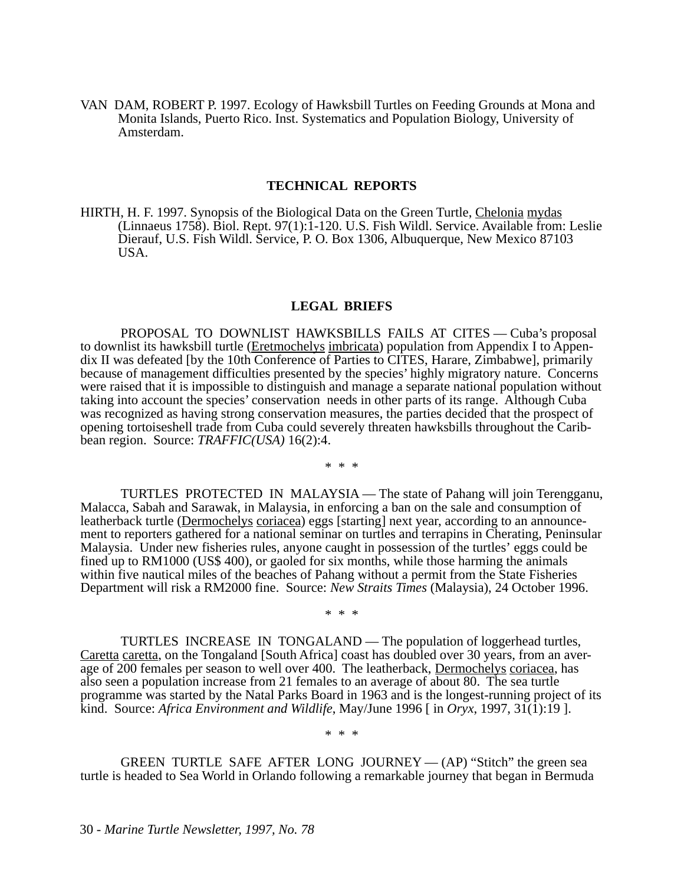VAN DAM, ROBERT P. 1997. Ecology of Hawksbill Turtles on Feeding Grounds at Mona and Monita Islands, Puerto Rico. Inst. Systematics and Population Biology, University of Amsterdam.

## TECHNICAL REPORTS

HIRTH, H. F. 1997. Synopsis of the Biological Data on the Green Turtle, Chelonia mydas (Linnaeus 1758). Biol. Rept. 97(1):1-120. U.S. Fish Wildl. Service. Available from: Leslie Dierauf, U.S. Fish Wildl. Service, P. O. Box 1306, Albuquerque, New Mexico 87103 USA.

## LEGAL BRIEFS

PROPOSAL TO DOWNLIST HAWKSBILLS FAILS AT CITES — Cuba's proposal to downlist its hawksbill turtle (Eretmochelys imbricata) population from Appendix I to Appendix II was defeated [by the 10th Conference of Parties to CITES, Harare, Zimbabwe], primarily because of management difficulties presented by the species' highly migratory nature. Concerns were raised that it is impossible to distinguish and manage a separate national population without taking into account the species' conservation needs in other parts of its range. Although Cuba was recognized as having strong conservation measures, the parties decided that the prospect of opening tortoiseshell trade from Cuba could severely threaten hawksbills throughout the Caribbean region. Source: *TRAFFIC(USA)* 16(2):4.

\* \* \*

TURTLES PROTECTED IN MALAYSIA — The state of Pahang will join Terengganu, Malacca, Sabah and Sarawak, in Malaysia, in enforcing a ban on the sale and consumption of leatherback turtle (Dermochelys coriacea) eggs [starting] next year, according to an announcement to reporters gathered for a national seminar on turtles and terrapins in Cherating, Peninsular Malaysia. Under new fisheries rules, anyone caught in possession of the turtles' eggs could be fined up to RM1000 (US$ 400), or gaoled for six months, while those harming the animals within five nautical miles of the beaches of Pahang without a permit from the State Fisheries Department will risk a RM2000 fine. Source: *New Straits Times* (Malaysia), 24 October 1996.

\* \* \*

TURTLES INCREASE IN TONGALAND — The population of loggerhead turtles, Caretta caretta, on the Tongaland [South Africa] coast has doubled over 30 years, from an average of 200 females per season to well over 400. The leatherback, Dermochelys coriacea, has also seen a population increase from 21 females to an average of about 80. The sea turtle programme was started by the Natal Parks Board in 1963 and is the longest-running project of its kind. Source: *Africa Environment and Wildlife*, May/June 1996 [ in *Oryx*, 1997, 31(1):19 ].

\* \* \*

GREEN TURTLE SAFE AFTER LONG JOURNEY — (AP) "Stitch" the green sea turtle is headed to Sea World in Orlando following a remarkable journey that began in Bermuda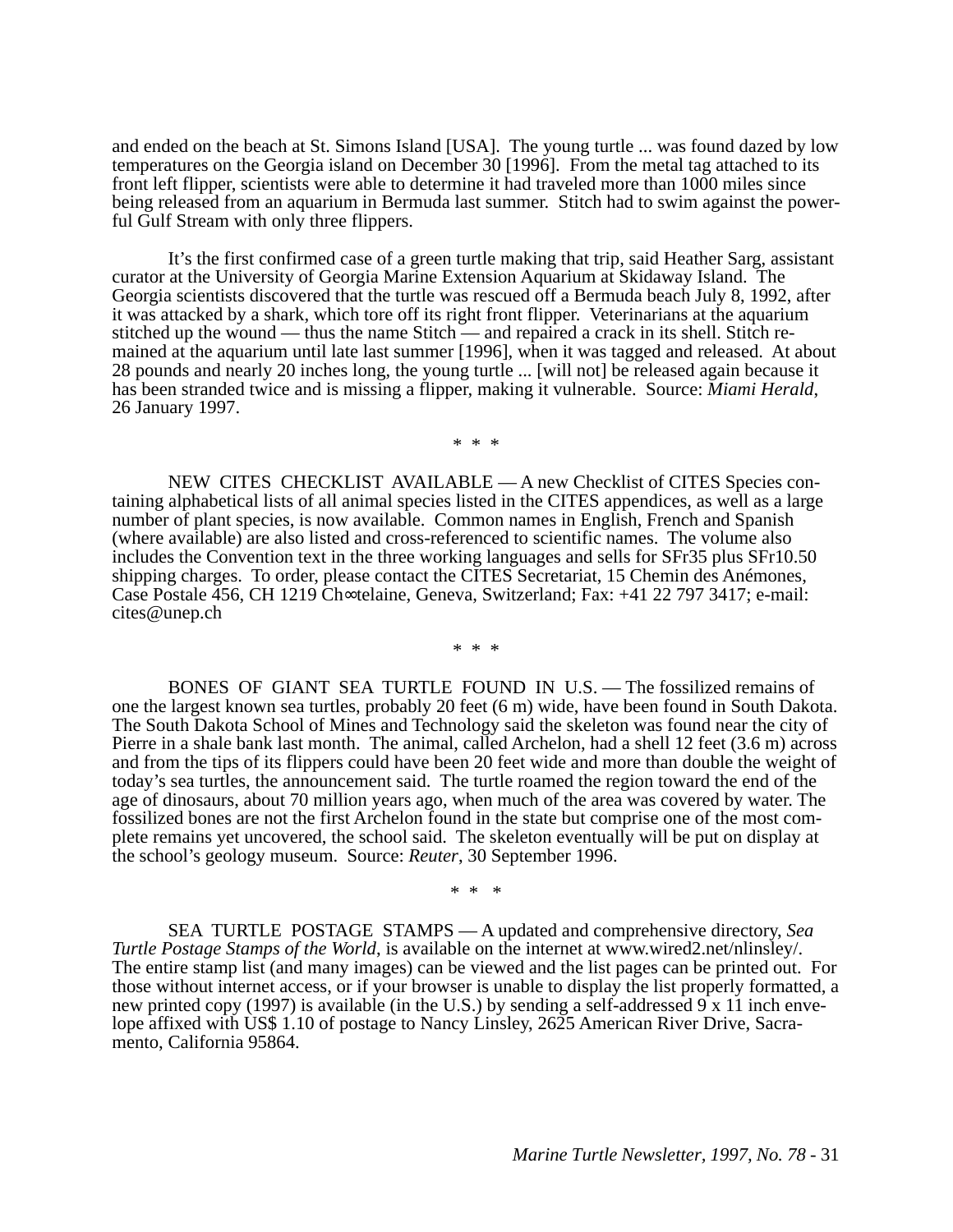and ended on the beach at St. Simons Island [USA]. The young turtle ... was found dazed by low temperatures on the Georgia island on December 30 [1996]. From the metal tag attached to its front left flipper, scientists were able to determine it had traveled more than 1000 miles since being released from an aquarium in Bermuda last summer. Stitch had to swim against the powerful Gulf Stream with only three flippers.

It's the first confirmed case of a green turtle making that trip, said Heather Sarg, assistant curator at the University of Georgia Marine Extension Aquarium at Skidaway Island. The Georgia scientists discovered that the turtle was rescued off a Bermuda beach July 8, 1992, after it was attacked by a shark, which tore off its right front flipper. Veterinarians at the aquarium stitched up the wound — thus the name Stitch — and repaired a crack in its shell. Stitch remained at the aquarium until late last summer [1996], when it was tagged and released. At about 28 pounds and nearly 20 inches long, the young turtle ... [will not] be released again because it has been stranded twice and is missing a flipper, making it vulnerable. Source: *Miami Herald*, 26 January 1997.

\* \* \*

NEW CITES CHECKLIST AVAILABLE — A new Checklist of CITES Species containing alphabetical lists of all animal species listed in the CITES appendices, as well as a large number of plant species, is now available. Common names in English, French and Spanish (where available) are also listed and cross-referenced to scientific names. The volume also includes the Convention text in the three working languages and sells for SFr35 plus SFr10.50 shipping charges. To order, please contact the CITES Secretariat, 15 Chemin des Anémones, Case Postale 456, CH 1219 Ch∞telaine, Geneva, Switzerland; Fax: +41 22 797 3417; e-mail: cites@unep.ch

\* \* \*

BONES OF GIANT SEA TURTLE FOUND IN U.S. — The fossilized remains of one the largest known sea turtles, probably 20 feet (6 m) wide, have been found in South Dakota. The South Dakota School of Mines and Technology said the skeleton was found near the city of Pierre in a shale bank last month. The animal, called Archelon, had a shell 12 feet (3.6 m) across and from the tips of its flippers could have been 20 feet wide and more than double the weight of today's sea turtles, the announcement said. The turtle roamed the region toward the end of the age of dinosaurs, about 70 million years ago, when much of the area was covered by water. The fossilized bones are not the first Archelon found in the state but comprise one of the most complete remains yet uncovered, the school said. The skeleton eventually will be put on display at the school's geology museum. Source: *Reuter*, 30 September 1996.

\* \* \*

SEA TURTLE POSTAGE STAMPS — A updated and comprehensive directory, *Sea Turtle Postage Stamps of the World*, is available on the internet at www.wired2.net/nlinsley/. The entire stamp list (and many images) can be viewed and the list pages can be printed out. For those without internet access, or if your browser is unable to display the list properly formatted, a new printed copy (1997) is available (in the U.S.) by sending a self-addressed 9 x 11 inch envelope affixed with US$ 1.10 of postage to Nancy Linsley, 2625 American River Drive, Sacramento, California 95864.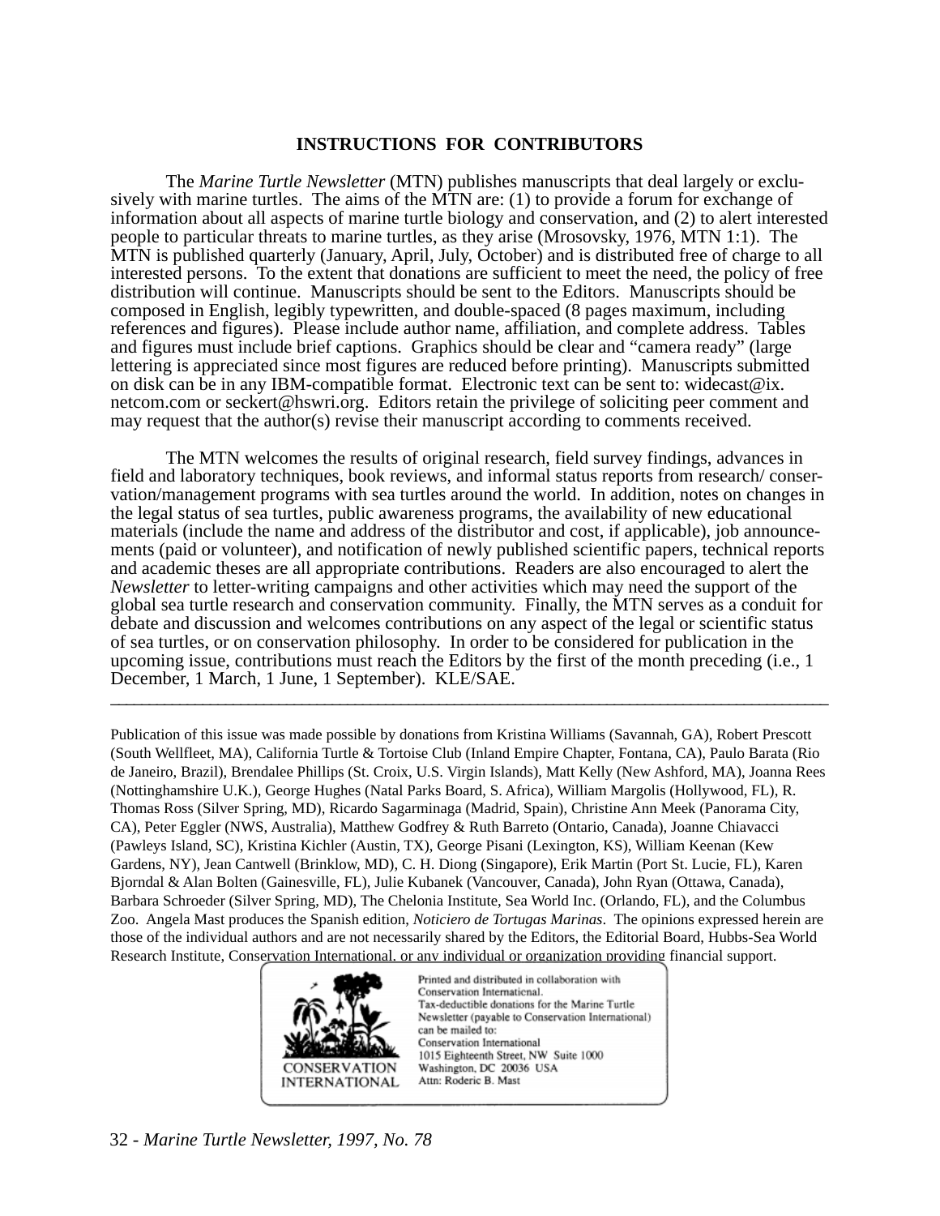## INSTRUCTIONS FOR CONTRIBUTORS

The *Marine Turtle Newsletter* (MTN) publishes manuscripts that deal largely or exclusively with marine turtles. The aims of the MTN are: (1) to provide a forum for exchange of information about all aspects of marine turtle biology and conservation, and (2) to alert interested people to particular threats to marine turtles, as they arise (Mrosovsky, 1976, MTN 1:1). The MTN is published quarterly (January, April, July, October) and is distributed free of charge to all interested persons. To the extent that donations are sufficient to meet the need, the policy of free distribution will continue. Manuscripts should be sent to the Editors. Manuscripts should be composed in English, legibly typewritten, and double-spaced (8 pages maximum, including references and figures). Please include author name, affiliation, and complete address. Tables and figures must include brief captions. Graphics should be clear and "camera ready" (large lettering is appreciated since most figures are reduced before printing). Manuscripts submitted on disk can be in any IBM-compatible format. Electronic text can be sent to: widecast@ix.netcom.com or seckert@hswri.org. Editors retain the privilege of soliciting peer comment and may request that the author(s) revise their manuscript according to comments received.

The MTN welcomes the results of original research, field survey findings, advances in field and laboratory techniques, book reviews, and informal status reports from research/ conservation/management programs with sea turtles around the world. In addition, notes on changes in the legal status of sea turtles, public awareness programs, the availability of new educational materials (include the name and address of the distributor and cost, if applicable), job announcements (paid or volunteer), and notification of newly published scientific papers, technical reports and academic theses are all appropriate contributions. Readers are also encouraged to alert the *Newsletter* to letter-writing campaigns and other activities which may need the support of the global sea turtle research and conservation community. Finally, the MTN serves as a conduit for debate and discussion and welcomes contributions on any aspect of the legal or scientific status of sea turtles, or on conservation philosophy. In order to be considered for publication in the upcoming issue, contributions must reach the Editors by the first of the month preceding (i.e., 1 December, 1 March, 1 June, 1 September). KLE/SAE.

---

Publication of this issue was made possible by donations from Kristina Williams (Savannah, GA), Robert Prescott (South Wellfleet, MA), California Turtle & Tortoise Club (Inland Empire Chapter, Fontana, CA), Paulo Barata (Rio de Janeiro, Brazil), Brendalee Phillips (St. Croix, U.S. Virgin Islands), Matt Kelly (New Ashford, MA), Joanna Rees (Nottinghamshire U.K.), George Hughes (Natal Parks Board, S. Africa), William Margolis (Hollywood, FL), R. Thomas Ross (Silver Spring, MD), Ricardo Sagarminaga (Madrid, Spain), Christine Ann Meek (Panorama City, CA), Peter Eggler (NWS, Australia), Matthew Godfrey & Ruth Barreto (Ontario, Canada), Joanne Chiavacci (Pawleys Island, SC), Kristina Kichler (Austin, TX), George Pisani (Lexington, KS), William Keenan (Kew Gardens, NY), Jean Cantwell (Brinklow, MD), C. H. Diong (Singapore), Erik Martin (Port St. Lucie, FL), Karen Bjorndal & Alan Bolten (Gainesville, FL), Julie Kubanek (Vancouver, Canada), John Ryan (Ottawa, Canada), Barbara Schroeder (Silver Spring, MD), The Chelonia Institute, Sea World Inc. (Orlando, FL), and the Columbus Zoo. Angela Mast produces the Spanish edition, *Noticiero de Tortugas Marinas*. The opinions expressed herein are those of the individual authors and are not necessarily shared by the Editors, the Editorial Board, Hubbs-Sea World Research Institute, Conservation International, or any individual or organization providing financial support.

CONSERVATION INTERNATIONAL

Printed and distributed in collaboration with Conservation International.
Tax-deductible donations for the Marine Turtle Newsletter (payable to Conservation International) can be mailed to:
Conservation International
1015 Eighteenth Street, NW Suite 1000
Washington, DC 20036 USA
Attn: Roderic B. Mast